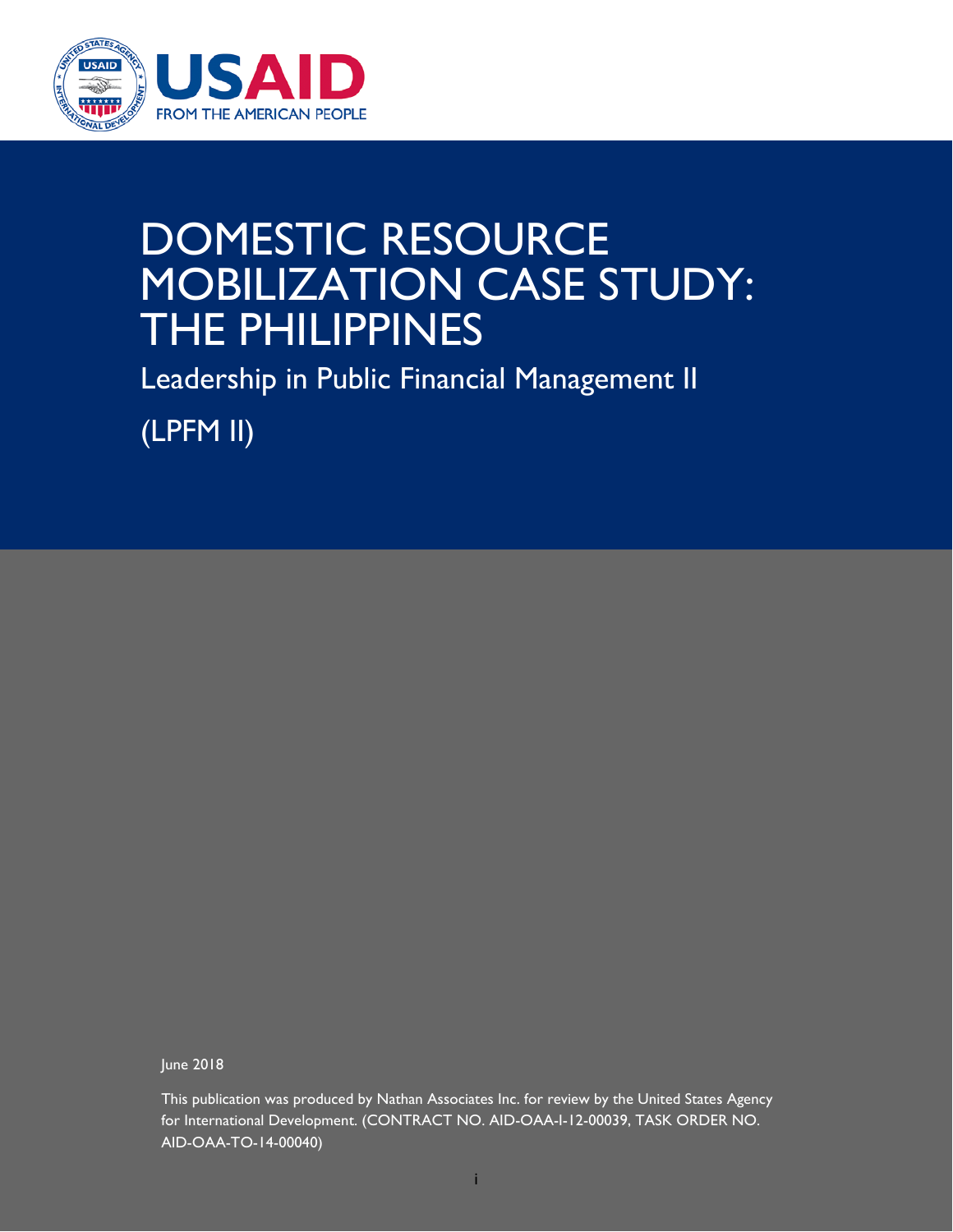USAID
FROM THE AMERICAN PEOPLE

# DOMESTIC RESOURCE MOBILIZATION CASE STUDY: THE PHILIPPINES

## Leadership in Public Financial Management II

## (LPFM II)

June 2018

This publication was produced by Nathan Associates Inc. for review by the United States Agency for International Development. (CONTRACT NO. AID-OAA-I-12-00039, TASK ORDER NO. AID-OAA-TO-14-00040)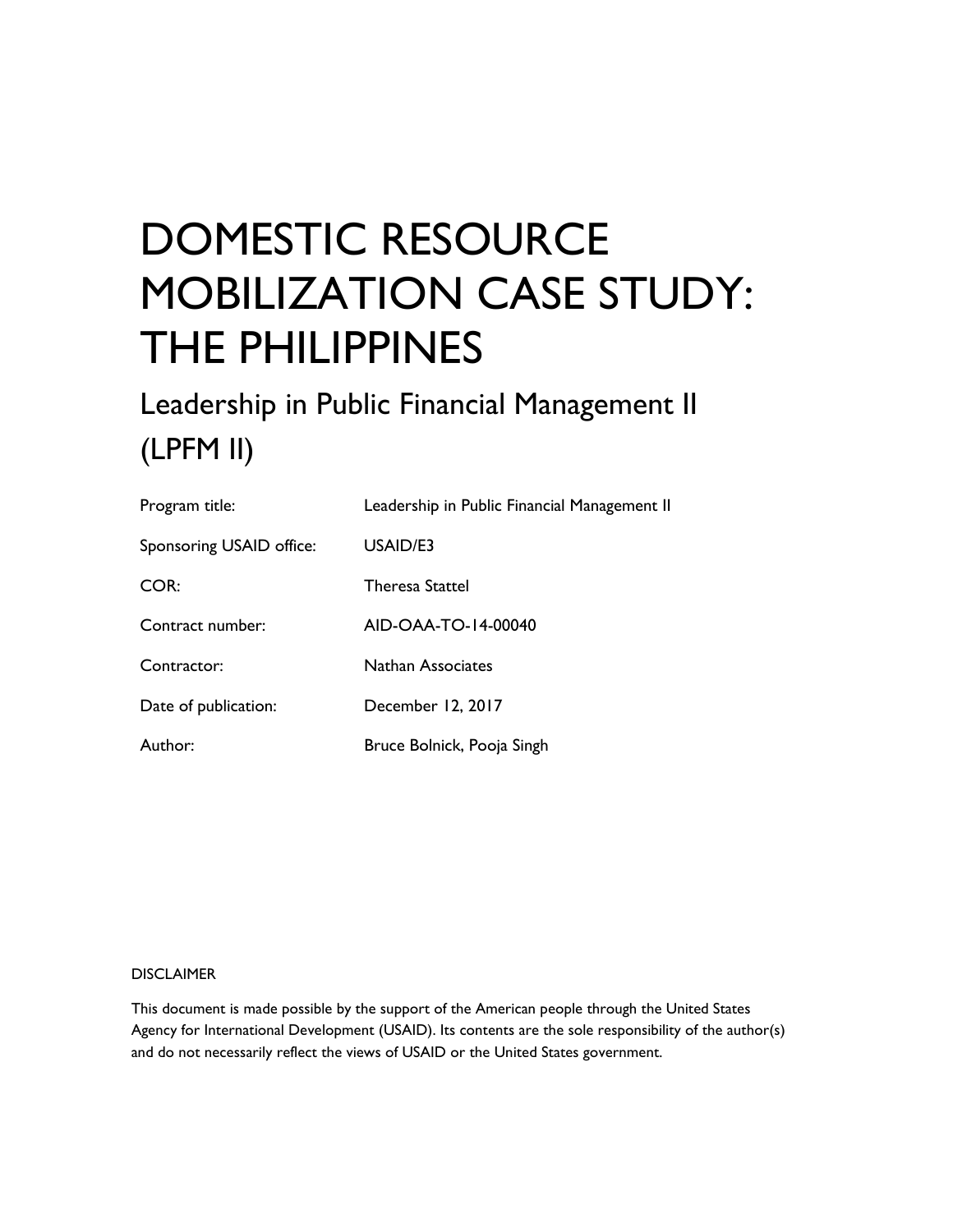# DOMESTIC RESOURCE MOBILIZATION CASE STUDY: THE PHILIPPINES

## Leadership in Public Financial Management II (LPFM II)

| | |
|---|---|
| Program title: | Leadership in Public Financial Management II |
| Sponsoring USAID office: | USAID/E3 |
| COR: | Theresa Stattel |
| Contract number: | AID-OAA-TO-14-00040 |
| Contractor: | Nathan Associates |
| Date of publication: | December 12, 2017 |
| Author: | Bruce Bolnick, Pooja Singh |

DISCLAIMER

This document is made possible by the support of the American people through the United States Agency for International Development (USAID). Its contents are the sole responsibility of the author(s) and do not necessarily reflect the views of USAID or the United States government.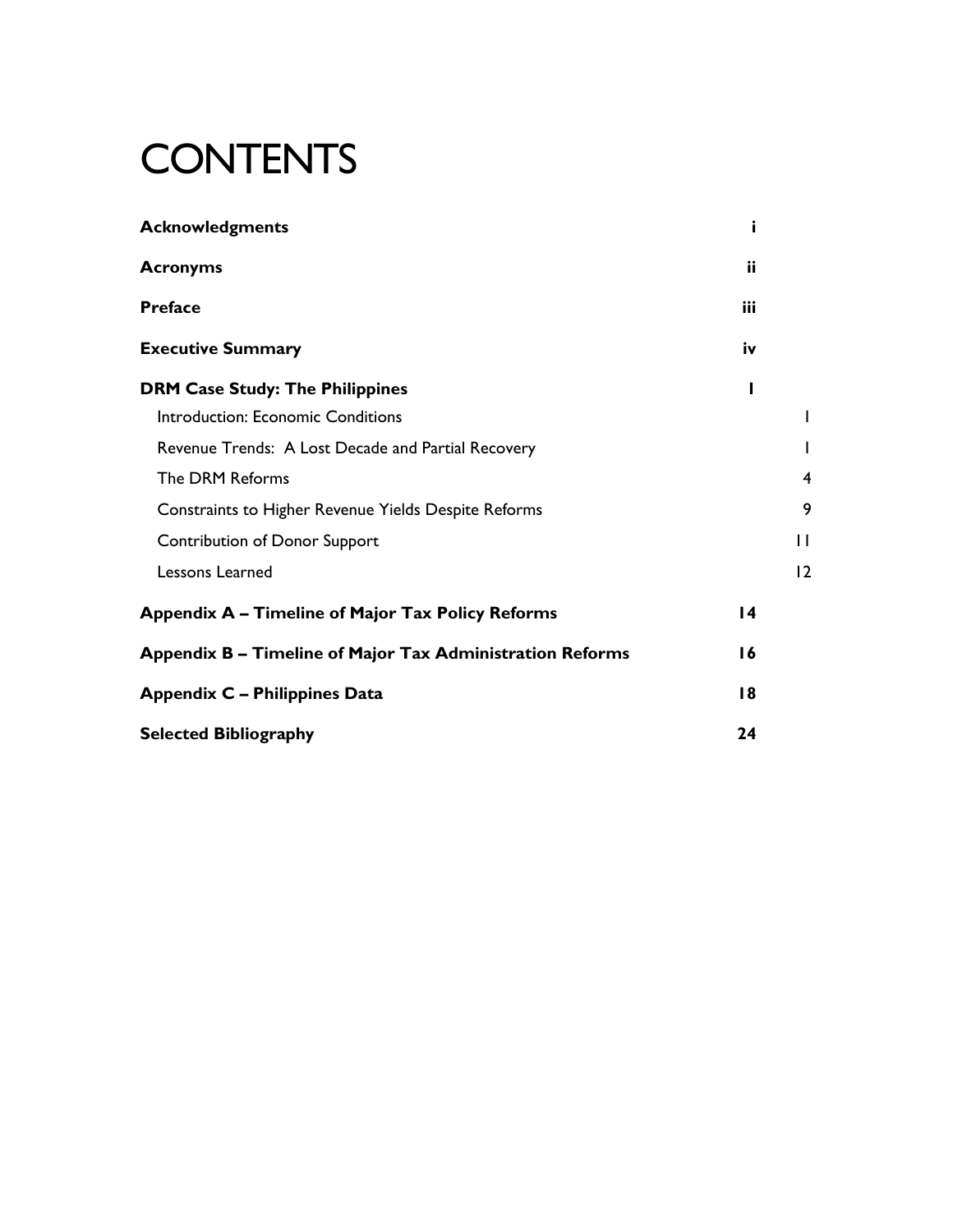# CONTENTS

| | | |
|---|---|---|
| **Acknowledgments** | **i** | |
| **Acronyms** | **ii** | |
| **Preface** | **iii** | |
| **Executive Summary** | **iv** | |
| **DRM Case Study: The Philippines** | **1** | |
| Introduction: Economic Conditions | | 1 |
| Revenue Trends: A Lost Decade and Partial Recovery | | 1 |
| The DRM Reforms | | 4 |
| Constraints to Higher Revenue Yields Despite Reforms | | 9 |
| Contribution of Donor Support | | 11 |
| Lessons Learned | | 12 |
| **Appendix A – Timeline of Major Tax Policy Reforms** | **14** | |
| **Appendix B – Timeline of Major Tax Administration Reforms** | **16** | |
| **Appendix C – Philippines Data** | **18** | |
| **Selected Bibliography** | **24** | |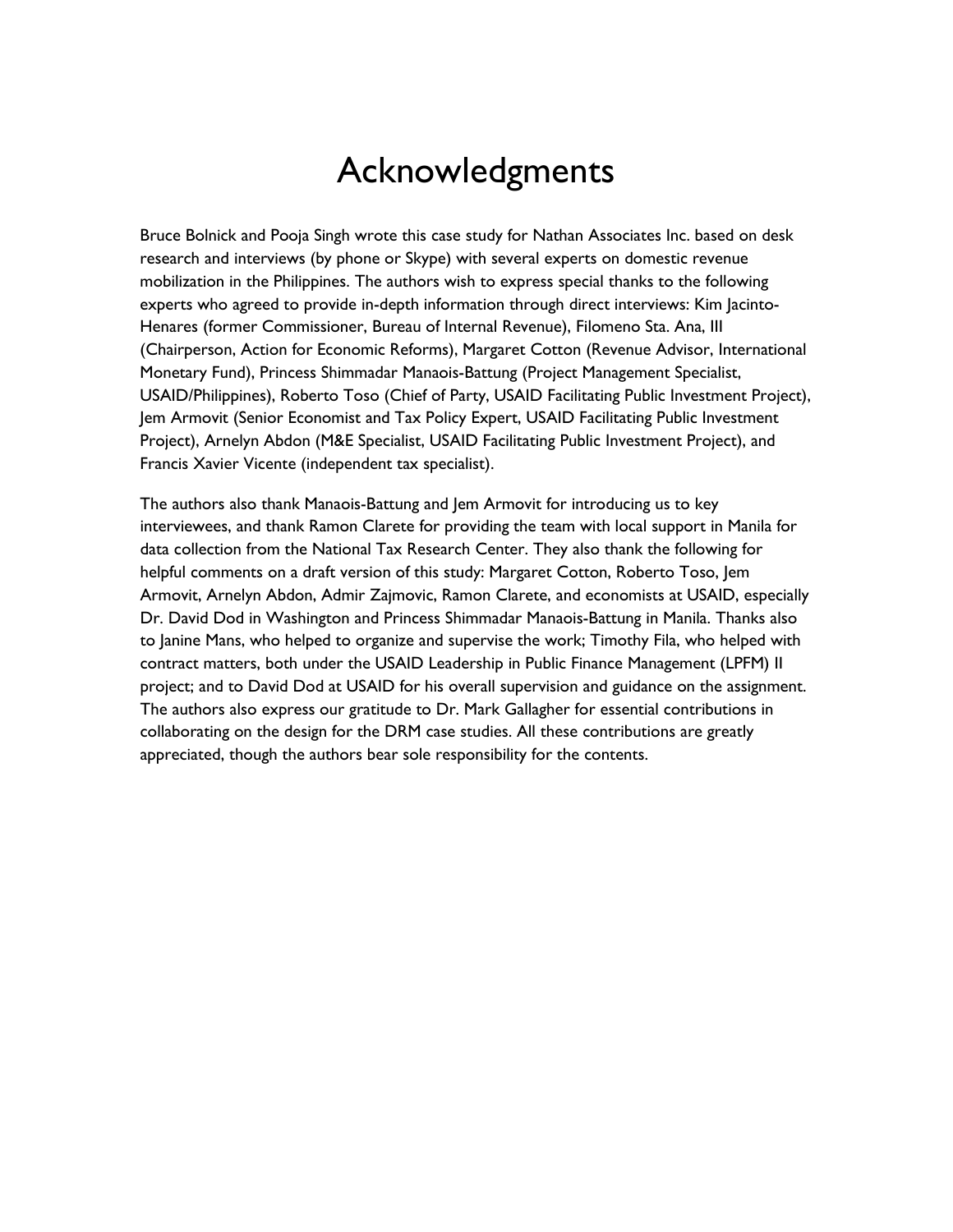# Acknowledgments

Bruce Bolnick and Pooja Singh wrote this case study for Nathan Associates Inc. based on desk research and interviews (by phone or Skype) with several experts on domestic revenue mobilization in the Philippines. The authors wish to express special thanks to the following experts who agreed to provide in-depth information through direct interviews: Kim Jacinto-Henares (former Commissioner, Bureau of Internal Revenue), Filomeno Sta. Ana, III (Chairperson, Action for Economic Reforms), Margaret Cotton (Revenue Advisor, International Monetary Fund), Princess Shimmadar Manaois-Battung (Project Management Specialist, USAID/Philippines), Roberto Toso (Chief of Party, USAID Facilitating Public Investment Project), Jem Armovit (Senior Economist and Tax Policy Expert, USAID Facilitating Public Investment Project), Arnelyn Abdon (M&E Specialist, USAID Facilitating Public Investment Project), and Francis Xavier Vicente (independent tax specialist).

The authors also thank Manaois-Battung and Jem Armovit for introducing us to key interviewees, and thank Ramon Clarete for providing the team with local support in Manila for data collection from the National Tax Research Center. They also thank the following for helpful comments on a draft version of this study: Margaret Cotton, Roberto Toso, Jem Armovit, Arnelyn Abdon, Admir Zajmovic, Ramon Clarete, and economists at USAID, especially Dr. David Dod in Washington and Princess Shimmadar Manaois-Battung in Manila. Thanks also to Janine Mans, who helped to organize and supervise the work; Timothy Fila, who helped with contract matters, both under the USAID Leadership in Public Finance Management (LPFM) II project; and to David Dod at USAID for his overall supervision and guidance on the assignment. The authors also express our gratitude to Dr. Mark Gallagher for essential contributions in collaborating on the design for the DRM case studies. All these contributions are greatly appreciated, though the authors bear sole responsibility for the contents.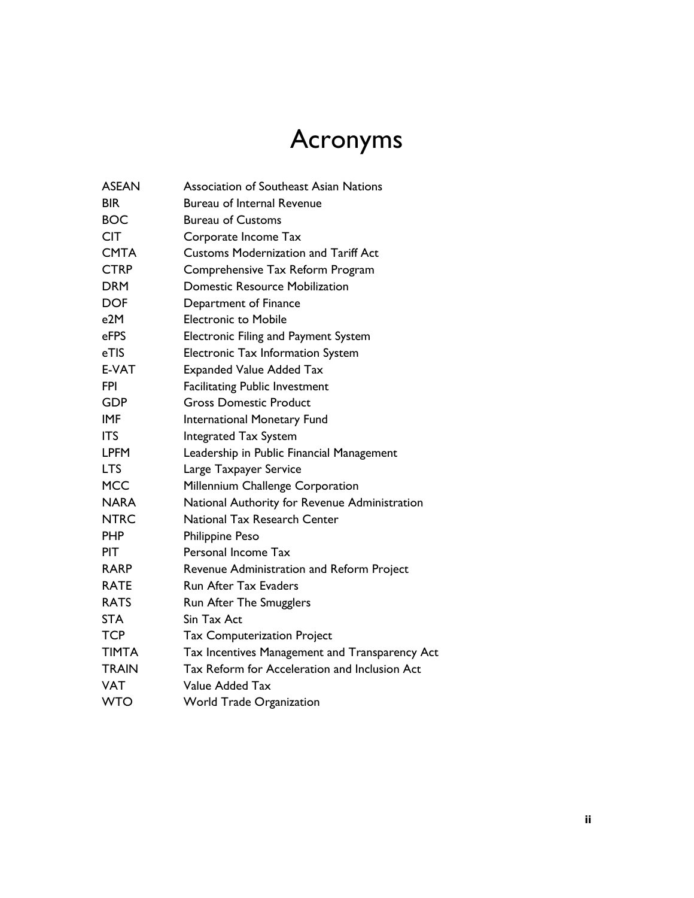# Acronyms

| | |
|---|---|
| ASEAN | Association of Southeast Asian Nations |
| BIR | Bureau of Internal Revenue |
| BOC | Bureau of Customs |
| CIT | Corporate Income Tax |
| CMTA | Customs Modernization and Tariff Act |
| CTRP | Comprehensive Tax Reform Program |
| DRM | Domestic Resource Mobilization |
| DOF | Department of Finance |
| e2M | Electronic to Mobile |
| eFPS | Electronic Filing and Payment System |
| eTIS | Electronic Tax Information System |
| E-VAT | Expanded Value Added Tax |
| FPI | Facilitating Public Investment |
| GDP | Gross Domestic Product |
| IMF | International Monetary Fund |
| ITS | Integrated Tax System |
| LPFM | Leadership in Public Financial Management |
| LTS | Large Taxpayer Service |
| MCC | Millennium Challenge Corporation |
| NARA | National Authority for Revenue Administration |
| NTRC | National Tax Research Center |
| PHP | Philippine Peso |
| PIT | Personal Income Tax |
| RARP | Revenue Administration and Reform Project |
| RATE | Run After Tax Evaders |
| RATS | Run After The Smugglers |
| STA | Sin Tax Act |
| TCP | Tax Computerization Project |
| TIMTA | Tax Incentives Management and Transparency Act |
| TRAIN | Tax Reform for Acceleration and Inclusion Act |
| VAT | Value Added Tax |
| WTO | World Trade Organization |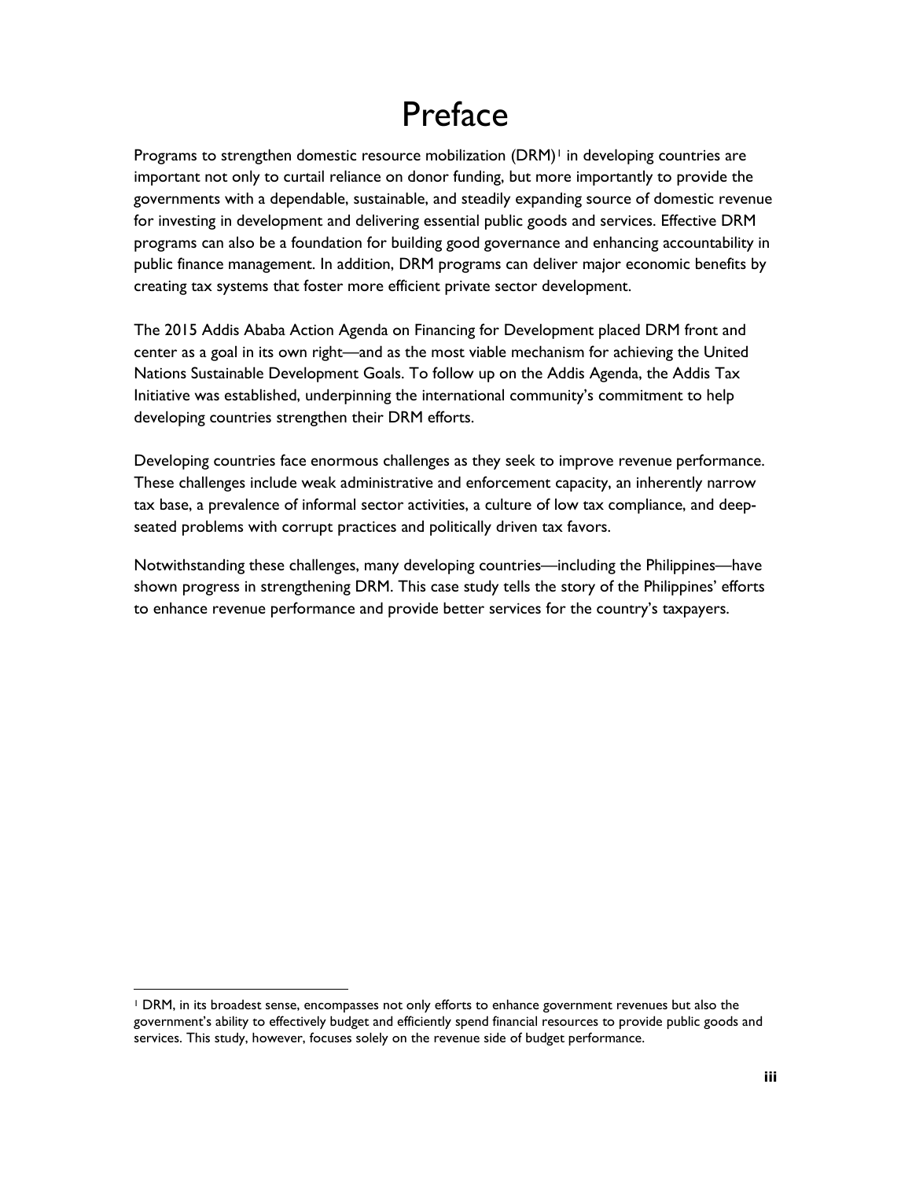# Preface

Programs to strengthen domestic resource mobilization (DRM)[1] in developing countries are important not only to curtail reliance on donor funding, but more importantly to provide the governments with a dependable, sustainable, and steadily expanding source of domestic revenue for investing in development and delivering essential public goods and services. Effective DRM programs can also be a foundation for building good governance and enhancing accountability in public finance management. In addition, DRM programs can deliver major economic benefits by creating tax systems that foster more efficient private sector development.

The 2015 Addis Ababa Action Agenda on Financing for Development placed DRM front and center as a goal in its own right—and as the most viable mechanism for achieving the United Nations Sustainable Development Goals. To follow up on the Addis Agenda, the Addis Tax Initiative was established, underpinning the international community's commitment to help developing countries strengthen their DRM efforts.

Developing countries face enormous challenges as they seek to improve revenue performance. These challenges include weak administrative and enforcement capacity, an inherently narrow tax base, a prevalence of informal sector activities, a culture of low tax compliance, and deep-seated problems with corrupt practices and politically driven tax favors.

Notwithstanding these challenges, many developing countries—including the Philippines—have shown progress in strengthening DRM. This case study tells the story of the Philippines' efforts to enhance revenue performance and provide better services for the country's taxpayers.

[1] DRM, in its broadest sense, encompasses not only efforts to enhance government revenues but also the government's ability to effectively budget and efficiently spend financial resources to provide public goods and services. This study, however, focuses solely on the revenue side of budget performance.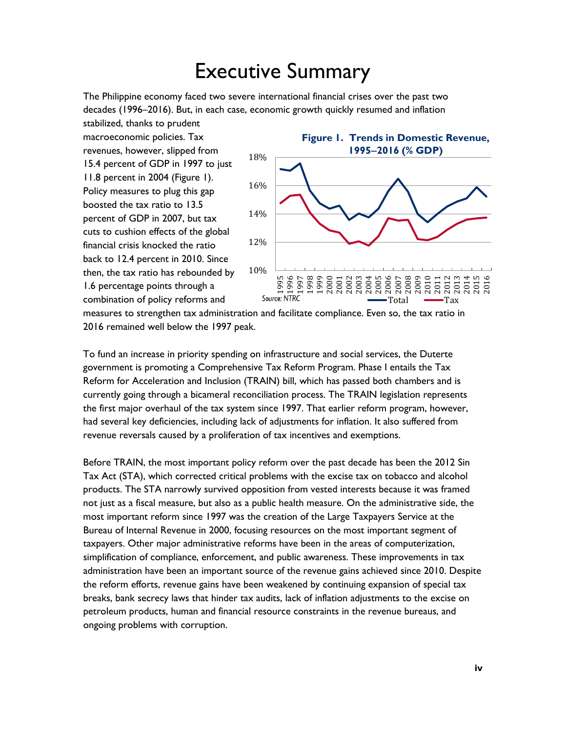# Executive Summary

The Philippine economy faced two severe international financial crises over the past two decades (1996–2016). But, in each case, economic growth quickly resumed and inflation stabilized, thanks to prudent macroeconomic policies. Tax revenues, however, slipped from 15.4 percent of GDP in 1997 to just 11.8 percent in 2004 (Figure 1). Policy measures to plug this gap boosted the tax ratio to 13.5 percent of GDP in 2007, but tax cuts to cushion effects of the global financial crisis knocked the ratio back to 12.4 percent in 2010. Since then, the tax ratio has rebounded by 1.6 percentage points through a combination of policy reforms and measures to strengthen tax administration and facilitate compliance. Even so, the tax ratio in 2016 remained well below the 1997 peak.

**Figure 1. Trends in Domestic Revenue, 1995–2016 (% GDP)**

*Source: NTRC*

To fund an increase in priority spending on infrastructure and social services, the Duterte government is promoting a Comprehensive Tax Reform Program. Phase I entails the Tax Reform for Acceleration and Inclusion (TRAIN) bill, which has passed both chambers and is currently going through a bicameral reconciliation process. The TRAIN legislation represents the first major overhaul of the tax system since 1997. That earlier reform program, however, had several key deficiencies, including lack of adjustments for inflation. It also suffered from revenue reversals caused by a proliferation of tax incentives and exemptions.

Before TRAIN, the most important policy reform over the past decade has been the 2012 Sin Tax Act (STA), which corrected critical problems with the excise tax on tobacco and alcohol products. The STA narrowly survived opposition from vested interests because it was framed not just as a fiscal measure, but also as a public health measure. On the administrative side, the most important reform since 1997 was the creation of the Large Taxpayers Service at the Bureau of Internal Revenue in 2000, focusing resources on the most important segment of taxpayers. Other major administrative reforms have been in the areas of computerization, simplification of compliance, enforcement, and public awareness. These improvements in tax administration have been an important source of the revenue gains achieved since 2010. Despite the reform efforts, revenue gains have been weakened by continuing expansion of special tax breaks, bank secrecy laws that hinder tax audits, lack of inflation adjustments to the excise on petroleum products, human and financial resource constraints in the revenue bureaus, and ongoing problems with corruption.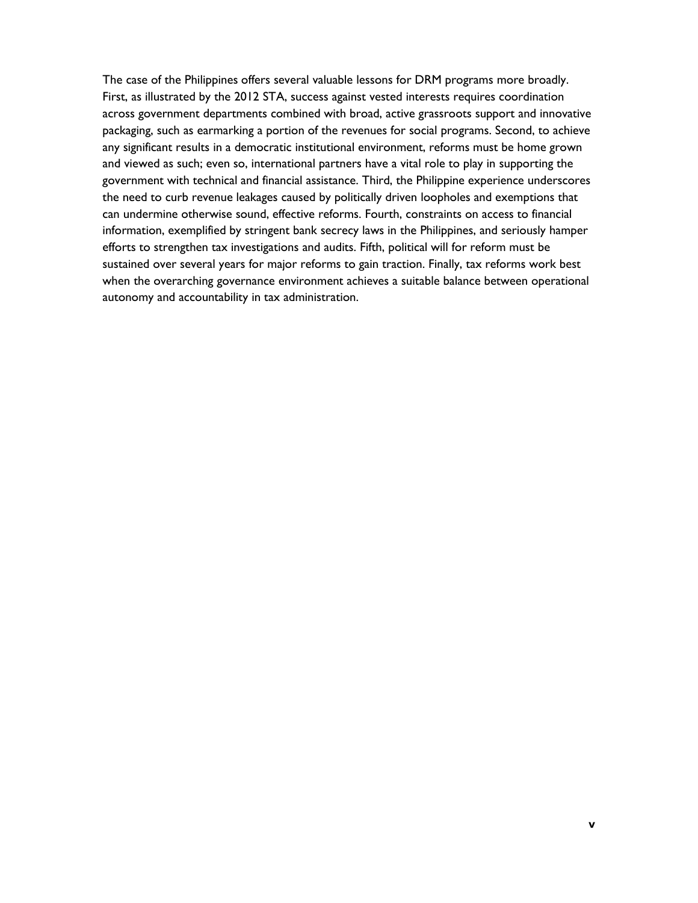The case of the Philippines offers several valuable lessons for DRM programs more broadly. First, as illustrated by the 2012 STA, success against vested interests requires coordination across government departments combined with broad, active grassroots support and innovative packaging, such as earmarking a portion of the revenues for social programs. Second, to achieve any significant results in a democratic institutional environment, reforms must be home grown and viewed as such; even so, international partners have a vital role to play in supporting the government with technical and financial assistance. Third, the Philippine experience underscores the need to curb revenue leakages caused by politically driven loopholes and exemptions that can undermine otherwise sound, effective reforms. Fourth, constraints on access to financial information, exemplified by stringent bank secrecy laws in the Philippines, and seriously hamper efforts to strengthen tax investigations and audits. Fifth, political will for reform must be sustained over several years for major reforms to gain traction. Finally, tax reforms work best when the overarching governance environment achieves a suitable balance between operational autonomy and accountability in tax administration.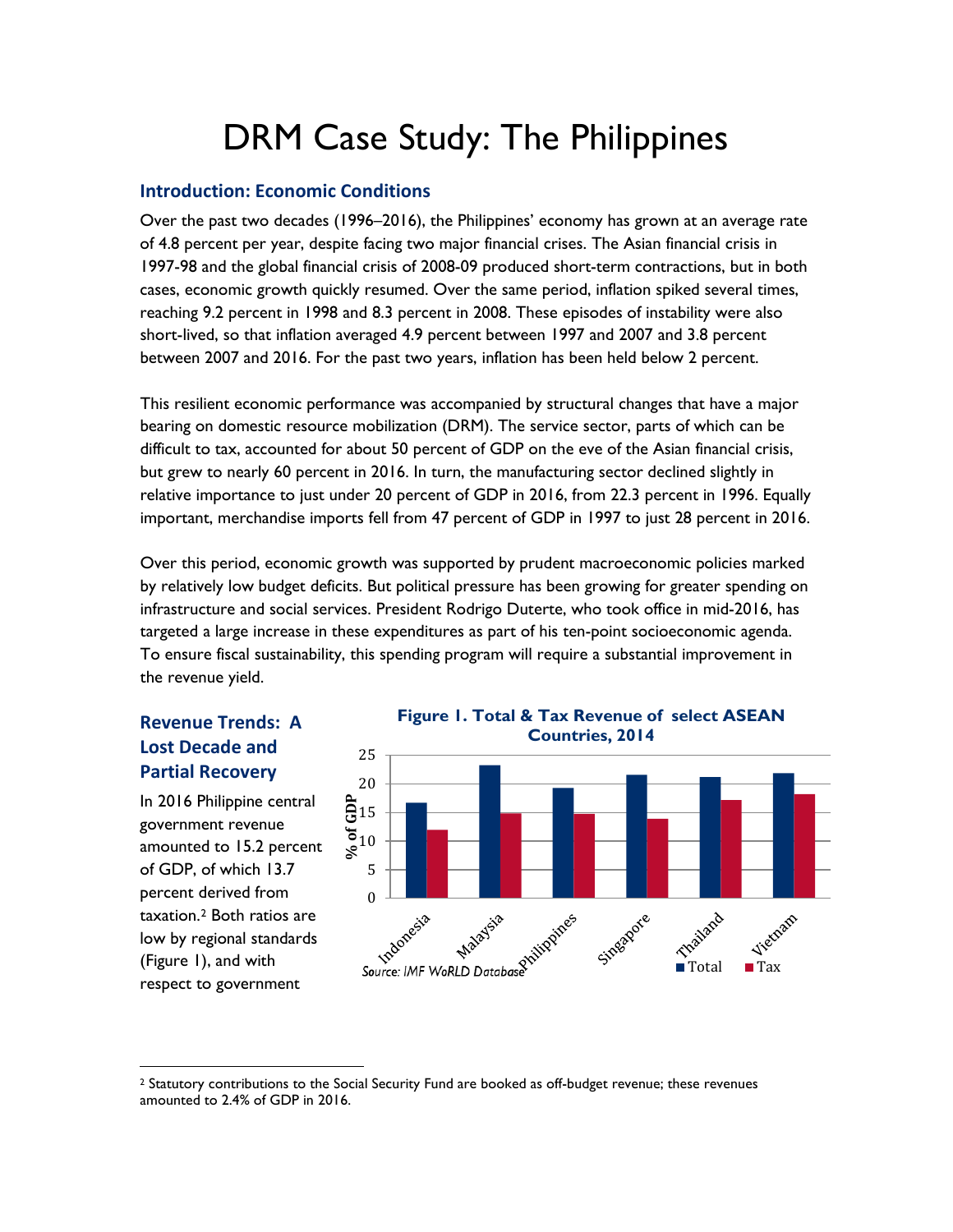# DRM Case Study: The Philippines

## Introduction: Economic Conditions

Over the past two decades (1996–2016), the Philippines' economy has grown at an average rate of 4.8 percent per year, despite facing two major financial crises. The Asian financial crisis in 1997-98 and the global financial crisis of 2008-09 produced short-term contractions, but in both cases, economic growth quickly resumed. Over the same period, inflation spiked several times, reaching 9.2 percent in 1998 and 8.3 percent in 2008. These episodes of instability were also short-lived, so that inflation averaged 4.9 percent between 1997 and 2007 and 3.8 percent between 2007 and 2016. For the past two years, inflation has been held below 2 percent.

This resilient economic performance was accompanied by structural changes that have a major bearing on domestic resource mobilization (DRM). The service sector, parts of which can be difficult to tax, accounted for about 50 percent of GDP on the eve of the Asian financial crisis, but grew to nearly 60 percent in 2016. In turn, the manufacturing sector declined slightly in relative importance to just under 20 percent of GDP in 2016, from 22.3 percent in 1996. Equally important, merchandise imports fell from 47 percent of GDP in 1997 to just 28 percent in 2016.

Over this period, economic growth was supported by prudent macroeconomic policies marked by relatively low budget deficits. But political pressure has been growing for greater spending on infrastructure and social services. President Rodrigo Duterte, who took office in mid-2016, has targeted a large increase in these expenditures as part of his ten-point socioeconomic agenda. To ensure fiscal sustainability, this spending program will require a substantial improvement in the revenue yield.

## Revenue Trends: A Lost Decade and Partial Recovery

**Figure 1. Total & Tax Revenue of select ASEAN Countries, 2014**

| Country | Total (% of GDP) | Tax (% of GDP) |
|---|---|---|
| Indonesia | ~16.7 | ~11.9 |
| Malaysia | ~23.2 | ~14.8 |
| Philippines | ~19.3 | ~14.7 |
| Singapore | ~21.6 | ~13.9 |
| Thailand | ~21.1 | ~17.1 |
| Vietnam | ~21.8 | ~18.1 |

*Source: IMF WoRLD Database*

In 2016 Philippine central government revenue amounted to 15.2 percent of GDP, of which 13.7 percent derived from taxation.[2] Both ratios are low by regional standards (Figure 1), and with respect to government

[2] Statutory contributions to the Social Security Fund are booked as off-budget revenue; these revenues amounted to 2.4% of GDP in 2016.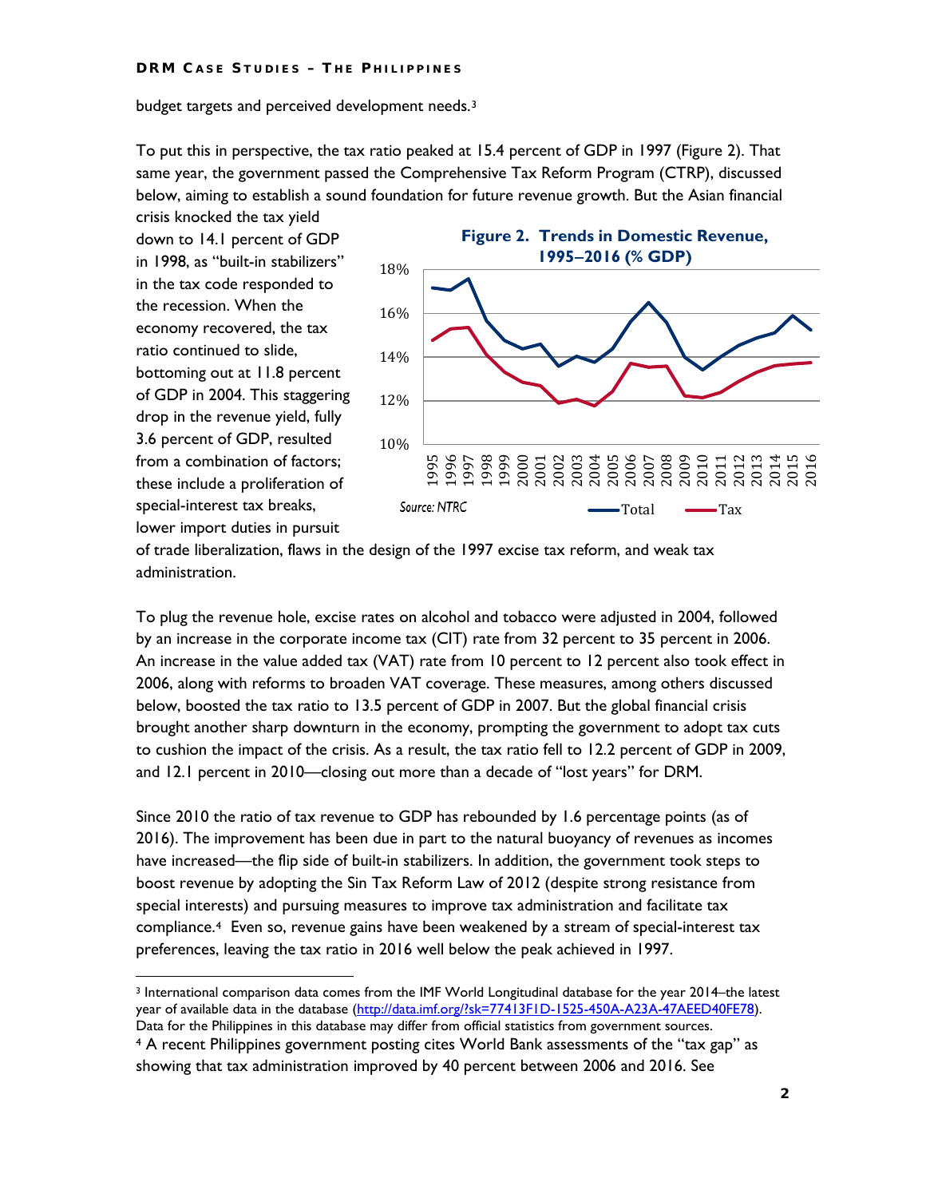budget targets and perceived development needs.[3]

To put this in perspective, the tax ratio peaked at 15.4 percent of GDP in 1997 (Figure 2). That same year, the government passed the Comprehensive Tax Reform Program (CTRP), discussed below, aiming to establish a sound foundation for future revenue growth. But the Asian financial crisis knocked the tax yield down to 14.1 percent of GDP in 1998, as "built-in stabilizers" in the tax code responded to the recession. When the economy recovered, the tax ratio continued to slide, bottoming out at 11.8 percent of GDP in 2004. This staggering drop in the revenue yield, fully 3.6 percent of GDP, resulted from a combination of factors; these include a proliferation of special-interest tax breaks, lower import duties in pursuit of trade liberalization, flaws in the design of the 1997 excise tax reform, and weak tax administration.

**Figure 2. Trends in Domestic Revenue, 1995–2016 (% GDP)**

Source: NTRC

To plug the revenue hole, excise rates on alcohol and tobacco were adjusted in 2004, followed by an increase in the corporate income tax (CIT) rate from 32 percent to 35 percent in 2006. An increase in the value added tax (VAT) rate from 10 percent to 12 percent also took effect in 2006, along with reforms to broaden VAT coverage. These measures, among others discussed below, boosted the tax ratio to 13.5 percent of GDP in 2007. But the global financial crisis brought another sharp downturn in the economy, prompting the government to adopt tax cuts to cushion the impact of the crisis. As a result, the tax ratio fell to 12.2 percent of GDP in 2009, and 12.1 percent in 2010—closing out more than a decade of "lost years" for DRM.

Since 2010 the ratio of tax revenue to GDP has rebounded by 1.6 percentage points (as of 2016). The improvement has been due in part to the natural buoyancy of revenues as incomes have increased—the flip side of built-in stabilizers. In addition, the government took steps to boost revenue by adopting the Sin Tax Reform Law of 2012 (despite strong resistance from special interests) and pursuing measures to improve tax administration and facilitate tax compliance.[4] Even so, revenue gains have been weakened by a stream of special-interest tax preferences, leaving the tax ratio in 2016 well below the peak achieved in 1997.

---

[3] International comparison data comes from the IMF World Longitudinal database for the year 2014–the latest year of available data in the database (http://data.imf.org/?sk=77413F1D-1525-450A-A23A-47AEED40FE78). Data for the Philippines in this database may differ from official statistics from government sources.

[4] A recent Philippines government posting cites World Bank assessments of the "tax gap" as showing that tax administration improved by 40 percent between 2006 and 2016. See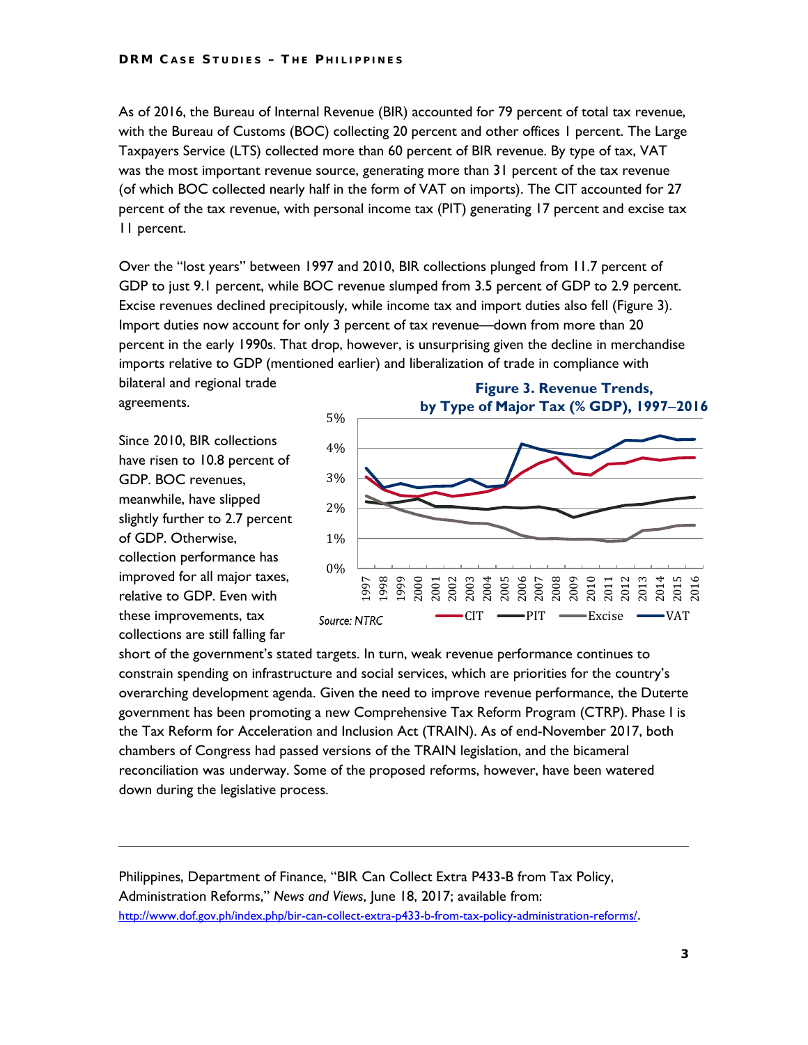As of 2016, the Bureau of Internal Revenue (BIR) accounted for 79 percent of total tax revenue, with the Bureau of Customs (BOC) collecting 20 percent and other offices 1 percent. The Large Taxpayers Service (LTS) collected more than 60 percent of BIR revenue. By type of tax, VAT was the most important revenue source, generating more than 31 percent of the tax revenue (of which BOC collected nearly half in the form of VAT on imports). The CIT accounted for 27 percent of the tax revenue, with personal income tax (PIT) generating 17 percent and excise tax 11 percent.

Over the "lost years" between 1997 and 2010, BIR collections plunged from 11.7 percent of GDP to just 9.1 percent, while BOC revenue slumped from 3.5 percent of GDP to 2.9 percent. Excise revenues declined precipitously, while income tax and import duties also fell (Figure 3). Import duties now account for only 3 percent of tax revenue—down from more than 20 percent in the early 1990s. That drop, however, is unsurprising given the decline in merchandise imports relative to GDP (mentioned earlier) and liberalization of trade in compliance with bilateral and regional trade agreements.

Since 2010, BIR collections have risen to 10.8 percent of GDP. BOC revenues, meanwhile, have slipped slightly further to 2.7 percent of GDP. Otherwise, collection performance has improved for all major taxes, relative to GDP. Even with these improvements, tax collections are still falling far short of the government's stated targets. In turn, weak revenue performance continues to constrain spending on infrastructure and social services, which are priorities for the country's overarching development agenda. Given the need to improve revenue performance, the Duterte government has been promoting a new Comprehensive Tax Reform Program (CTRP). Phase I is the Tax Reform for Acceleration and Inclusion Act (TRAIN). As of end-November 2017, both chambers of Congress had passed versions of the TRAIN legislation, and the bicameral reconciliation was underway. Some of the proposed reforms, however, have been watered down during the legislative process.

**Figure 3. Revenue Trends, by Type of Major Tax (% GDP), 1997–2016**

*Source: NTRC*

---

Philippines, Department of Finance, "BIR Can Collect Extra P433-B from Tax Policy, Administration Reforms," *News and Views*, June 18, 2017; available from: http://www.dof.gov.ph/index.php/bir-can-collect-extra-p433-b-from-tax-policy-administration-reforms/.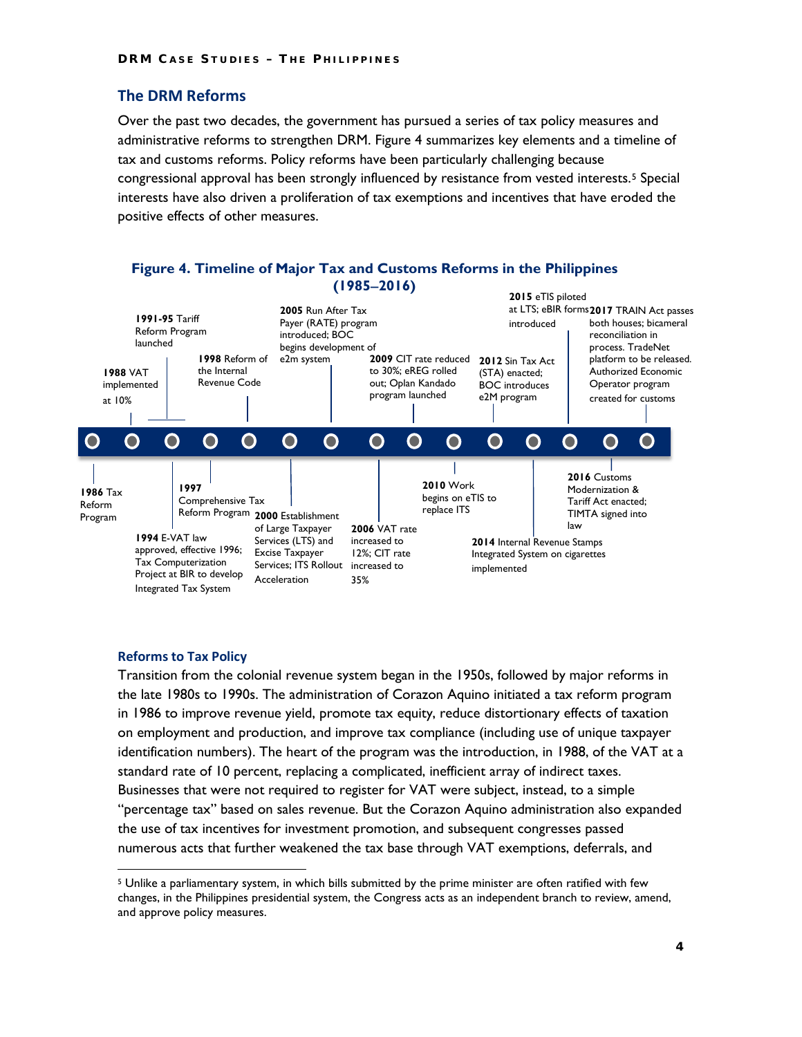## The DRM Reforms

Over the past two decades, the government has pursued a series of tax policy measures and administrative reforms to strengthen DRM. Figure 4 summarizes key elements and a timeline of tax and customs reforms. Policy reforms have been particularly challenging because congressional approval has been strongly influenced by resistance from vested interests.[5] Special interests have also driven a proliferation of tax exemptions and incentives that have eroded the positive effects of other measures.

**Figure 4. Timeline of Major Tax and Customs Reforms in the Philippines (1985–2016)**

- **1986** Tax Reform Program
- **1988** VAT implemented at 10%
- **1991-95** Tariff Reform Program launched
- **1994** E-VAT law approved, effective 1996; Tax Computerization Project at BIR to develop Integrated Tax System
- **1997** Comprehensive Tax Reform Program
- **1998** Reform of the Internal Revenue Code
- **2000** Establishment of Large Taxpayer Services (LTS) and Excise Taxpayer Services; ITS Rollout Acceleration
- **2005** Run After Tax Payer (RATE) program introduced; BOC begins development of e2m system
- **2006** VAT rate increased to 12%; CIT rate increased to 35%
- **2009** CIT rate reduced to 30%; eREG rolled out; Oplan Kandado program launched
- **2010** Work begins on eTIS to replace ITS
- **2012** Sin Tax Act (STA) enacted; BOC introduces e2M program
- **2014** Internal Revenue Stamps Integrated System on cigarettes implemented
- **2015** eTIS piloted at LTS; eBIR forms introduced
- **2016** Customs Modernization & Tariff Act enacted; TIMTA signed into law
- **2017** TRAIN Act passes both houses; bicameral reconciliation in process. TradeNet platform to be released. Authorized Economic Operator program created for customs

### Reforms to Tax Policy

Transition from the colonial revenue system began in the 1950s, followed by major reforms in the late 1980s to 1990s. The administration of Corazon Aquino initiated a tax reform program in 1986 to improve revenue yield, promote tax equity, reduce distortionary effects of taxation on employment and production, and improve tax compliance (including use of unique taxpayer identification numbers). The heart of the program was the introduction, in 1988, of the VAT at a standard rate of 10 percent, replacing a complicated, inefficient array of indirect taxes. Businesses that were not required to register for VAT were subject, instead, to a simple "percentage tax" based on sales revenue. But the Corazon Aquino administration also expanded the use of tax incentives for investment promotion, and subsequent congresses passed numerous acts that further weakened the tax base through VAT exemptions, deferrals, and

[5] Unlike a parliamentary system, in which bills submitted by the prime minister are often ratified with few changes, in the Philippines presidential system, the Congress acts as an independent branch to review, amend, and approve policy measures.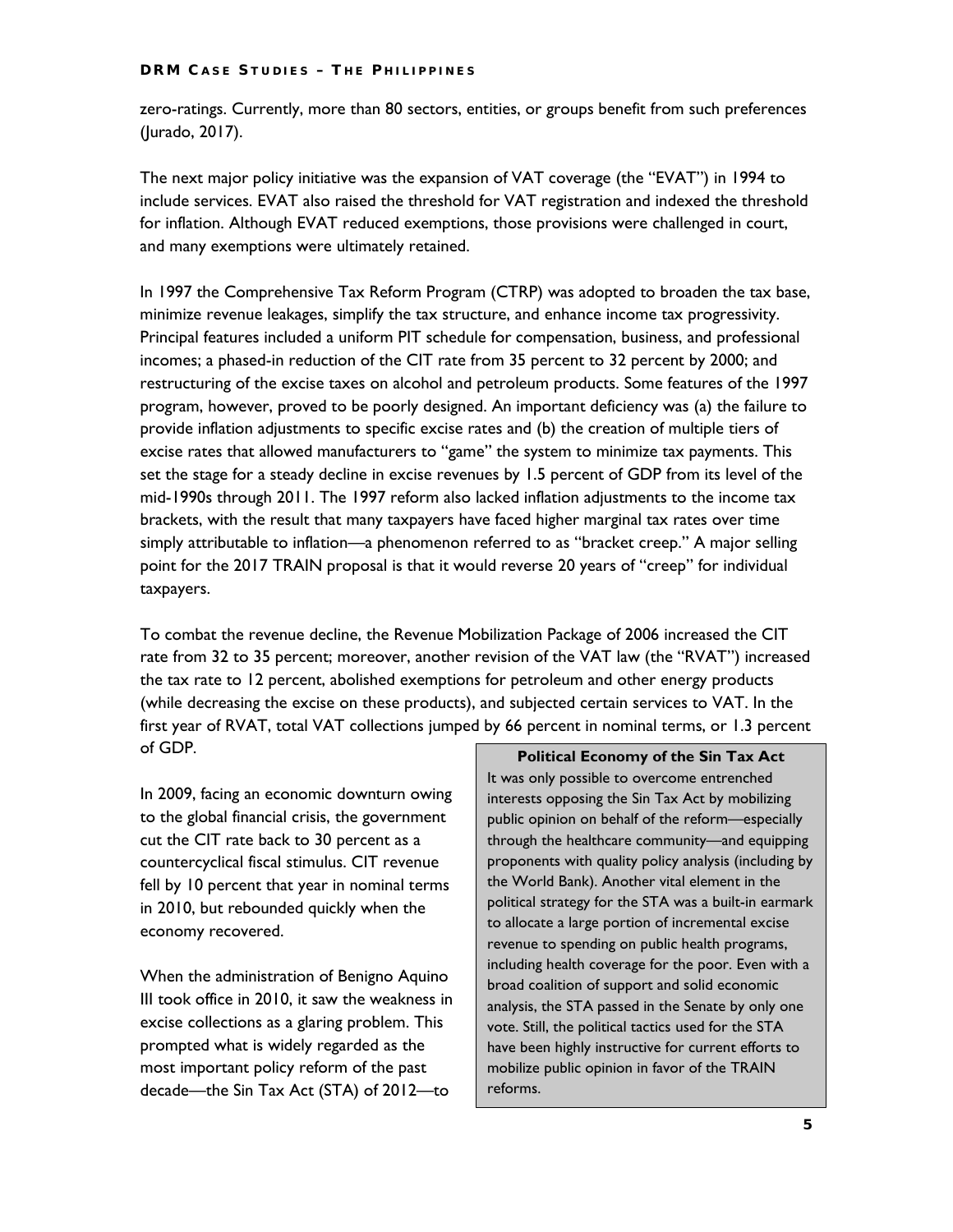zero-ratings. Currently, more than 80 sectors, entities, or groups benefit from such preferences (Jurado, 2017).

The next major policy initiative was the expansion of VAT coverage (the "EVAT") in 1994 to include services. EVAT also raised the threshold for VAT registration and indexed the threshold for inflation. Although EVAT reduced exemptions, those provisions were challenged in court, and many exemptions were ultimately retained.

In 1997 the Comprehensive Tax Reform Program (CTRP) was adopted to broaden the tax base, minimize revenue leakages, simplify the tax structure, and enhance income tax progressivity. Principal features included a uniform PIT schedule for compensation, business, and professional incomes; a phased-in reduction of the CIT rate from 35 percent to 32 percent by 2000; and restructuring of the excise taxes on alcohol and petroleum products. Some features of the 1997 program, however, proved to be poorly designed. An important deficiency was (a) the failure to provide inflation adjustments to specific excise rates and (b) the creation of multiple tiers of excise rates that allowed manufacturers to "game" the system to minimize tax payments. This set the stage for a steady decline in excise revenues by 1.5 percent of GDP from its level of the mid-1990s through 2011. The 1997 reform also lacked inflation adjustments to the income tax brackets, with the result that many taxpayers have faced higher marginal tax rates over time simply attributable to inflation—a phenomenon referred to as "bracket creep." A major selling point for the 2017 TRAIN proposal is that it would reverse 20 years of "creep" for individual taxpayers.

To combat the revenue decline, the Revenue Mobilization Package of 2006 increased the CIT rate from 32 to 35 percent; moreover, another revision of the VAT law (the "RVAT") increased the tax rate to 12 percent, abolished exemptions for petroleum and other energy products (while decreasing the excise on these products), and subjected certain services to VAT. In the first year of RVAT, total VAT collections jumped by 66 percent in nominal terms, or 1.3 percent of GDP.

In 2009, facing an economic downturn owing to the global financial crisis, the government cut the CIT rate back to 30 percent as a countercyclical fiscal stimulus. CIT revenue fell by 10 percent that year in nominal terms in 2010, but rebounded quickly when the economy recovered.

When the administration of Benigno Aquino III took office in 2010, it saw the weakness in excise collections as a glaring problem. This prompted what is widely regarded as the most important policy reform of the past decade—the Sin Tax Act (STA) of 2012—to

**Political Economy of the Sin Tax Act**

It was only possible to overcome entrenched interests opposing the Sin Tax Act by mobilizing public opinion on behalf of the reform—especially through the healthcare community—and equipping proponents with quality policy analysis (including by the World Bank). Another vital element in the political strategy for the STA was a built-in earmark to allocate a large portion of incremental excise revenue to spending on public health programs, including health coverage for the poor. Even with a broad coalition of support and solid economic analysis, the STA passed in the Senate by only one vote. Still, the political tactics used for the STA have been highly instructive for current efforts to mobilize public opinion in favor of the TRAIN reforms.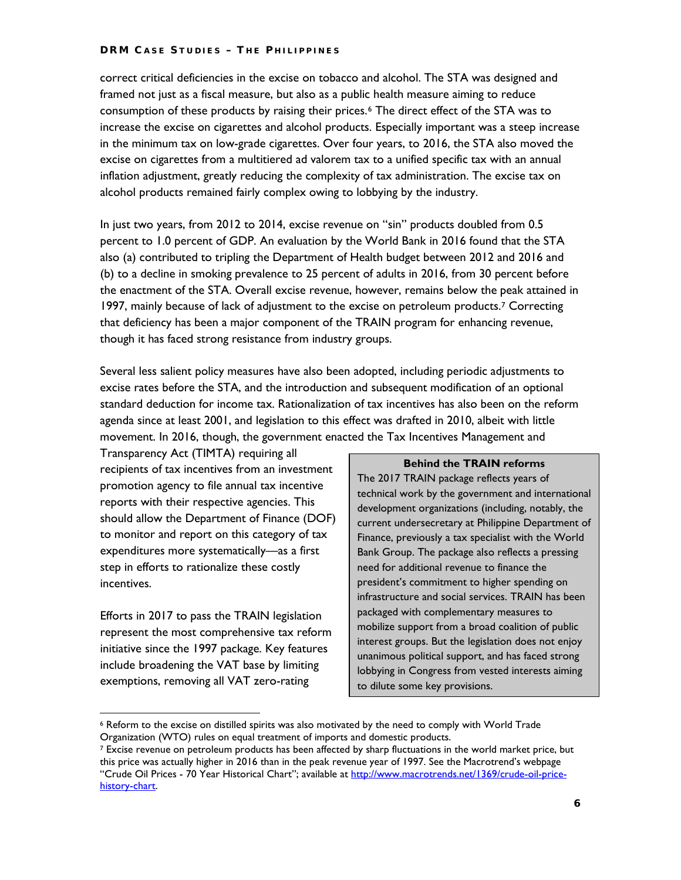correct critical deficiencies in the excise on tobacco and alcohol. The STA was designed and framed not just as a fiscal measure, but also as a public health measure aiming to reduce consumption of these products by raising their prices.[6] The direct effect of the STA was to increase the excise on cigarettes and alcohol products. Especially important was a steep increase in the minimum tax on low-grade cigarettes. Over four years, to 2016, the STA also moved the excise on cigarettes from a multitiered ad valorem tax to a unified specific tax with an annual inflation adjustment, greatly reducing the complexity of tax administration. The excise tax on alcohol products remained fairly complex owing to lobbying by the industry.

In just two years, from 2012 to 2014, excise revenue on "sin" products doubled from 0.5 percent to 1.0 percent of GDP. An evaluation by the World Bank in 2016 found that the STA also (a) contributed to tripling the Department of Health budget between 2012 and 2016 and (b) to a decline in smoking prevalence to 25 percent of adults in 2016, from 30 percent before the enactment of the STA. Overall excise revenue, however, remains below the peak attained in 1997, mainly because of lack of adjustment to the excise on petroleum products.[7] Correcting that deficiency has been a major component of the TRAIN program for enhancing revenue, though it has faced strong resistance from industry groups.

Several less salient policy measures have also been adopted, including periodic adjustments to excise rates before the STA, and the introduction and subsequent modification of an optional standard deduction for income tax. Rationalization of tax incentives has also been on the reform agenda since at least 2001, and legislation to this effect was drafted in 2010, albeit with little movement. In 2016, though, the government enacted the Tax Incentives Management and Transparency Act (TIMTA) requiring all recipients of tax incentives from an investment promotion agency to file annual tax incentive reports with their respective agencies. This should allow the Department of Finance (DOF) to monitor and report on this category of tax expenditures more systematically—as a first step in efforts to rationalize these costly incentives.

> **Behind the TRAIN reforms**
>
> The 2017 TRAIN package reflects years of technical work by the government and international development organizations (including, notably, the current undersecretary at Philippine Department of Finance, previously a tax specialist with the World Bank Group. The package also reflects a pressing need for additional revenue to finance the president's commitment to higher spending on infrastructure and social services. TRAIN has been packaged with complementary measures to mobilize support from a broad coalition of public interest groups. But the legislation does not enjoy unanimous political support, and has faced strong lobbying in Congress from vested interests aiming to dilute some key provisions.

Efforts in 2017 to pass the TRAIN legislation represent the most comprehensive tax reform initiative since the 1997 package. Key features include broadening the VAT base by limiting exemptions, removing all VAT zero-rating

---

[6] Reform to the excise on distilled spirits was also motivated by the need to comply with World Trade Organization (WTO) rules on equal treatment of imports and domestic products.

[7] Excise revenue on petroleum products has been affected by sharp fluctuations in the world market price, but this price was actually higher in 2016 than in the peak revenue year of 1997. See the Macrotrend's webpage "Crude Oil Prices - 70 Year Historical Chart"; available at http://www.macrotrends.net/1369/crude-oil-price-history-chart.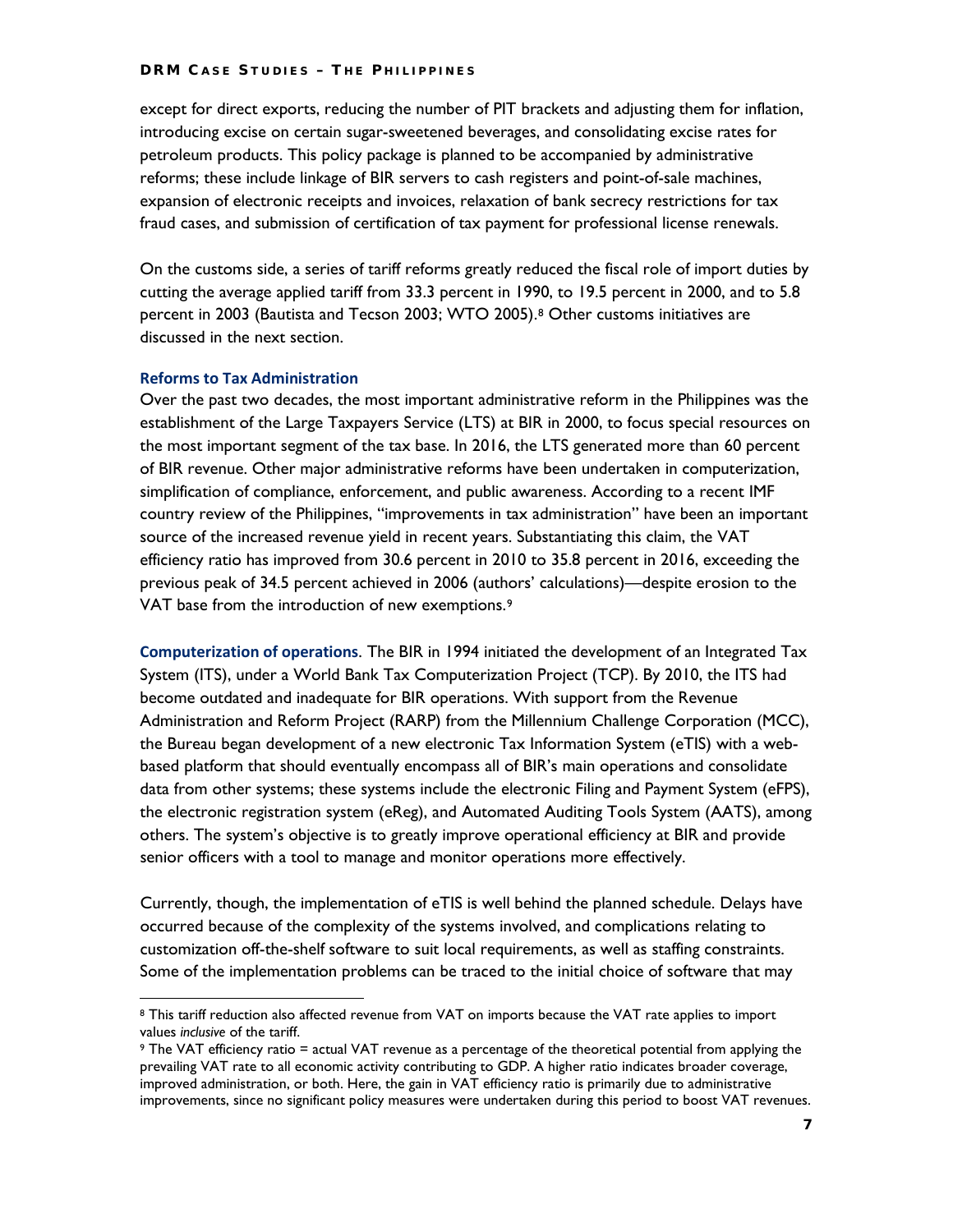except for direct exports, reducing the number of PIT brackets and adjusting them for inflation, introducing excise on certain sugar-sweetened beverages, and consolidating excise rates for petroleum products. This policy package is planned to be accompanied by administrative reforms; these include linkage of BIR servers to cash registers and point-of-sale machines, expansion of electronic receipts and invoices, relaxation of bank secrecy restrictions for tax fraud cases, and submission of certification of tax payment for professional license renewals.

On the customs side, a series of tariff reforms greatly reduced the fiscal role of import duties by cutting the average applied tariff from 33.3 percent in 1990, to 19.5 percent in 2000, and to 5.8 percent in 2003 (Bautista and Tecson 2003; WTO 2005).[8] Other customs initiatives are discussed in the next section.

### Reforms to Tax Administration

Over the past two decades, the most important administrative reform in the Philippines was the establishment of the Large Taxpayers Service (LTS) at BIR in 2000, to focus special resources on the most important segment of the tax base. In 2016, the LTS generated more than 60 percent of BIR revenue. Other major administrative reforms have been undertaken in computerization, simplification of compliance, enforcement, and public awareness. According to a recent IMF country review of the Philippines, "improvements in tax administration" have been an important source of the increased revenue yield in recent years. Substantiating this claim, the VAT efficiency ratio has improved from 30.6 percent in 2010 to 35.8 percent in 2016, exceeding the previous peak of 34.5 percent achieved in 2006 (authors' calculations)—despite erosion to the VAT base from the introduction of new exemptions.[9]

**Computerization of operations**. The BIR in 1994 initiated the development of an Integrated Tax System (ITS), under a World Bank Tax Computerization Project (TCP). By 2010, the ITS had become outdated and inadequate for BIR operations. With support from the Revenue Administration and Reform Project (RARP) from the Millennium Challenge Corporation (MCC), the Bureau began development of a new electronic Tax Information System (eTIS) with a web-based platform that should eventually encompass all of BIR's main operations and consolidate data from other systems; these systems include the electronic Filing and Payment System (eFPS), the electronic registration system (eReg), and Automated Auditing Tools System (AATS), among others. The system's objective is to greatly improve operational efficiency at BIR and provide senior officers with a tool to manage and monitor operations more effectively.

Currently, though, the implementation of eTIS is well behind the planned schedule. Delays have occurred because of the complexity of the systems involved, and complications relating to customization off-the-shelf software to suit local requirements, as well as staffing constraints. Some of the implementation problems can be traced to the initial choice of software that may

---

[8] This tariff reduction also affected revenue from VAT on imports because the VAT rate applies to import values *inclusive* of the tariff.

[9] The VAT efficiency ratio = actual VAT revenue as a percentage of the theoretical potential from applying the prevailing VAT rate to all economic activity contributing to GDP. A higher ratio indicates broader coverage, improved administration, or both. Here, the gain in VAT efficiency ratio is primarily due to administrative improvements, since no significant policy measures were undertaken during this period to boost VAT revenues.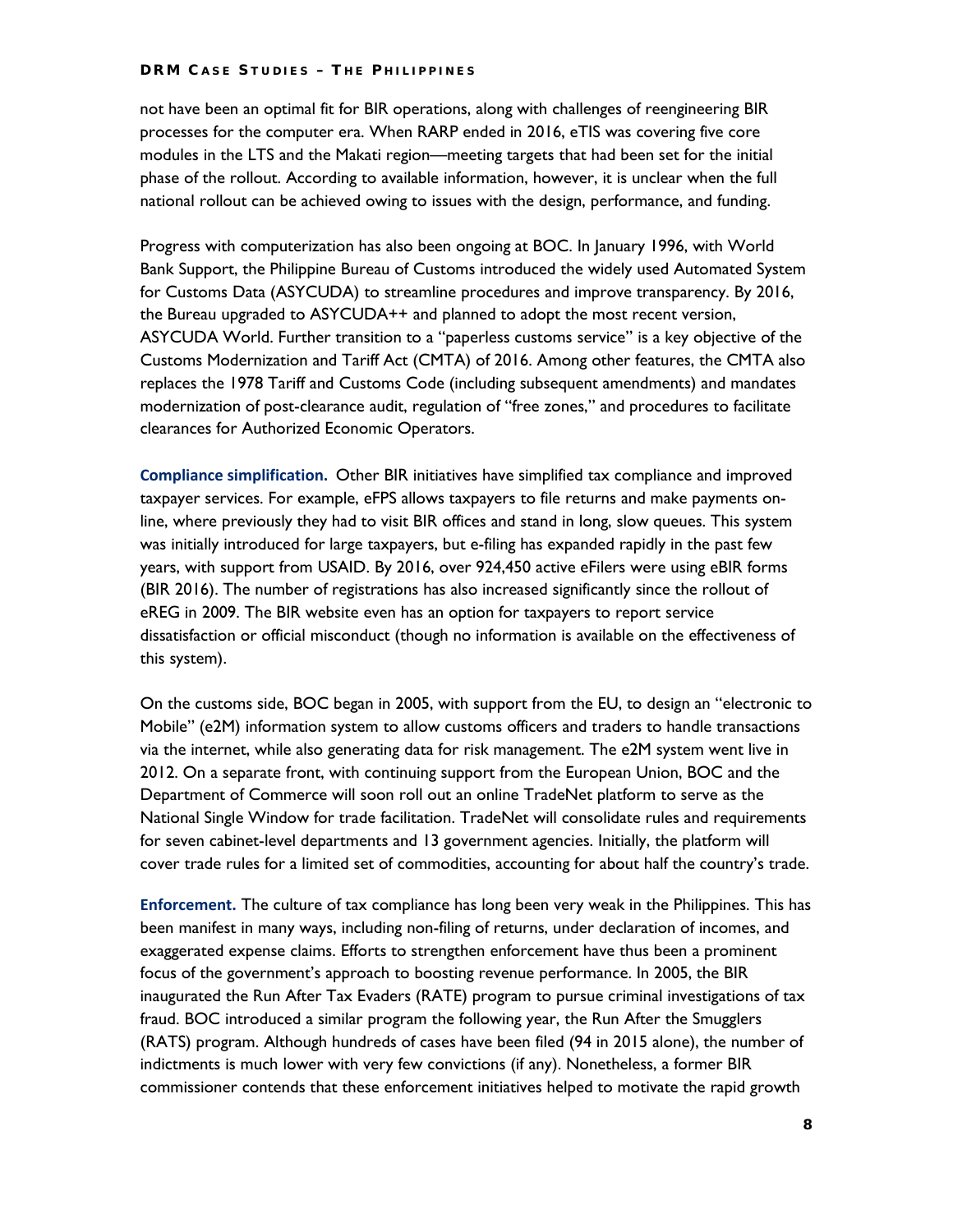not have been an optimal fit for BIR operations, along with challenges of reengineering BIR processes for the computer era. When RARP ended in 2016, eTIS was covering five core modules in the LTS and the Makati region—meeting targets that had been set for the initial phase of the rollout. According to available information, however, it is unclear when the full national rollout can be achieved owing to issues with the design, performance, and funding.

Progress with computerization has also been ongoing at BOC. In January 1996, with World Bank Support, the Philippine Bureau of Customs introduced the widely used Automated System for Customs Data (ASYCUDA) to streamline procedures and improve transparency. By 2016, the Bureau upgraded to ASYCUDA++ and planned to adopt the most recent version, ASYCUDA World. Further transition to a "paperless customs service" is a key objective of the Customs Modernization and Tariff Act (CMTA) of 2016. Among other features, the CMTA also replaces the 1978 Tariff and Customs Code (including subsequent amendments) and mandates modernization of post-clearance audit, regulation of "free zones," and procedures to facilitate clearances for Authorized Economic Operators.

**Compliance simplification.** Other BIR initiatives have simplified tax compliance and improved taxpayer services. For example, eFPS allows taxpayers to file returns and make payments on-line, where previously they had to visit BIR offices and stand in long, slow queues. This system was initially introduced for large taxpayers, but e-filing has expanded rapidly in the past few years, with support from USAID. By 2016, over 924,450 active eFilers were using eBIR forms (BIR 2016). The number of registrations has also increased significantly since the rollout of eREG in 2009. The BIR website even has an option for taxpayers to report service dissatisfaction or official misconduct (though no information is available on the effectiveness of this system).

On the customs side, BOC began in 2005, with support from the EU, to design an "electronic to Mobile" (e2M) information system to allow customs officers and traders to handle transactions via the internet, while also generating data for risk management. The e2M system went live in 2012. On a separate front, with continuing support from the European Union, BOC and the Department of Commerce will soon roll out an online TradeNet platform to serve as the National Single Window for trade facilitation. TradeNet will consolidate rules and requirements for seven cabinet-level departments and 13 government agencies. Initially, the platform will cover trade rules for a limited set of commodities, accounting for about half the country's trade.

**Enforcement.** The culture of tax compliance has long been very weak in the Philippines. This has been manifest in many ways, including non-filing of returns, under declaration of incomes, and exaggerated expense claims. Efforts to strengthen enforcement have thus been a prominent focus of the government's approach to boosting revenue performance. In 2005, the BIR inaugurated the Run After Tax Evaders (RATE) program to pursue criminal investigations of tax fraud. BOC introduced a similar program the following year, the Run After the Smugglers (RATS) program. Although hundreds of cases have been filed (94 in 2015 alone), the number of indictments is much lower with very few convictions (if any). Nonetheless, a former BIR commissioner contends that these enforcement initiatives helped to motivate the rapid growth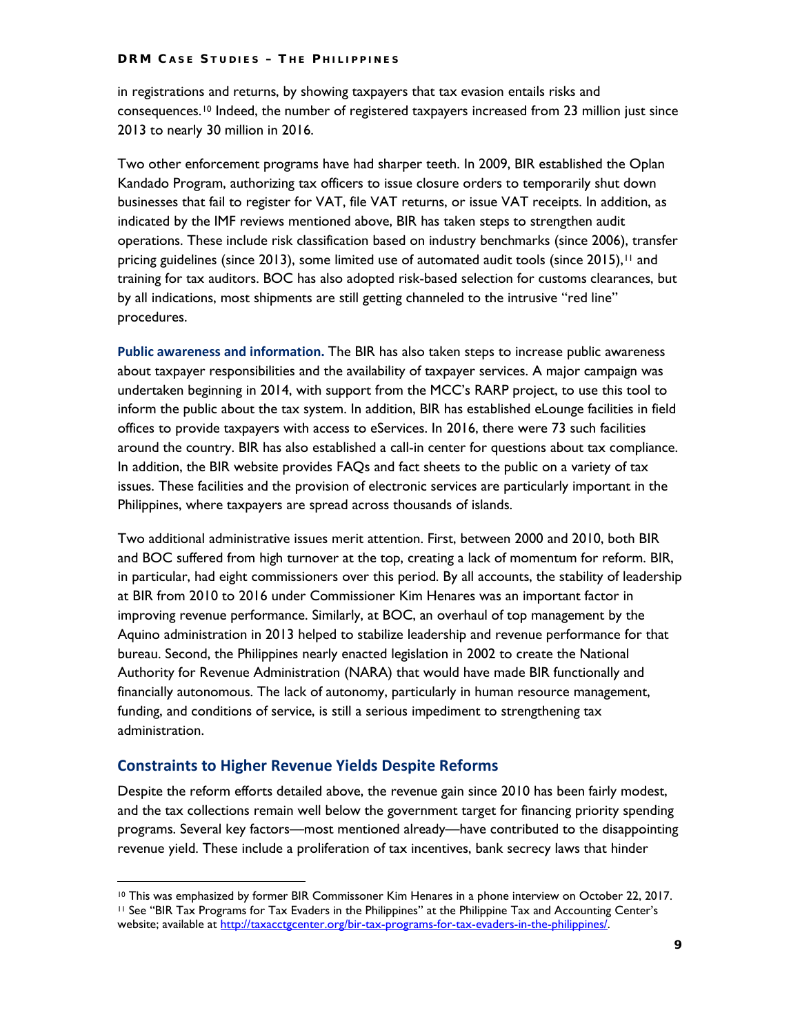in registrations and returns, by showing taxpayers that tax evasion entails risks and consequences.[10] Indeed, the number of registered taxpayers increased from 23 million just since 2013 to nearly 30 million in 2016.

Two other enforcement programs have had sharper teeth. In 2009, BIR established the Oplan Kandado Program, authorizing tax officers to issue closure orders to temporarily shut down businesses that fail to register for VAT, file VAT returns, or issue VAT receipts. In addition, as indicated by the IMF reviews mentioned above, BIR has taken steps to strengthen audit operations. These include risk classification based on industry benchmarks (since 2006), transfer pricing guidelines (since 2013), some limited use of automated audit tools (since 2015),[11] and training for tax auditors. BOC has also adopted risk-based selection for customs clearances, but by all indications, most shipments are still getting channeled to the intrusive "red line" procedures.

**Public awareness and information.** The BIR has also taken steps to increase public awareness about taxpayer responsibilities and the availability of taxpayer services. A major campaign was undertaken beginning in 2014, with support from the MCC's RARP project, to use this tool to inform the public about the tax system. In addition, BIR has established eLounge facilities in field offices to provide taxpayers with access to eServices. In 2016, there were 73 such facilities around the country. BIR has also established a call-in center for questions about tax compliance. In addition, the BIR website provides FAQs and fact sheets to the public on a variety of tax issues. These facilities and the provision of electronic services are particularly important in the Philippines, where taxpayers are spread across thousands of islands.

Two additional administrative issues merit attention. First, between 2000 and 2010, both BIR and BOC suffered from high turnover at the top, creating a lack of momentum for reform. BIR, in particular, had eight commissioners over this period. By all accounts, the stability of leadership at BIR from 2010 to 2016 under Commissioner Kim Henares was an important factor in improving revenue performance. Similarly, at BOC, an overhaul of top management by the Aquino administration in 2013 helped to stabilize leadership and revenue performance for that bureau. Second, the Philippines nearly enacted legislation in 2002 to create the National Authority for Revenue Administration (NARA) that would have made BIR functionally and financially autonomous. The lack of autonomy, particularly in human resource management, funding, and conditions of service, is still a serious impediment to strengthening tax administration.

## Constraints to Higher Revenue Yields Despite Reforms

Despite the reform efforts detailed above, the revenue gain since 2010 has been fairly modest, and the tax collections remain well below the government target for financing priority spending programs. Several key factors—most mentioned already—have contributed to the disappointing revenue yield. These include a proliferation of tax incentives, bank secrecy laws that hinder

[10] This was emphasized by former BIR Commissoner Kim Henares in a phone interview on October 22, 2017.
[11] See "BIR Tax Programs for Tax Evaders in the Philippines" at the Philippine Tax and Accounting Center's website; available at http://taxacctgcenter.org/bir-tax-programs-for-tax-evaders-in-the-philippines/.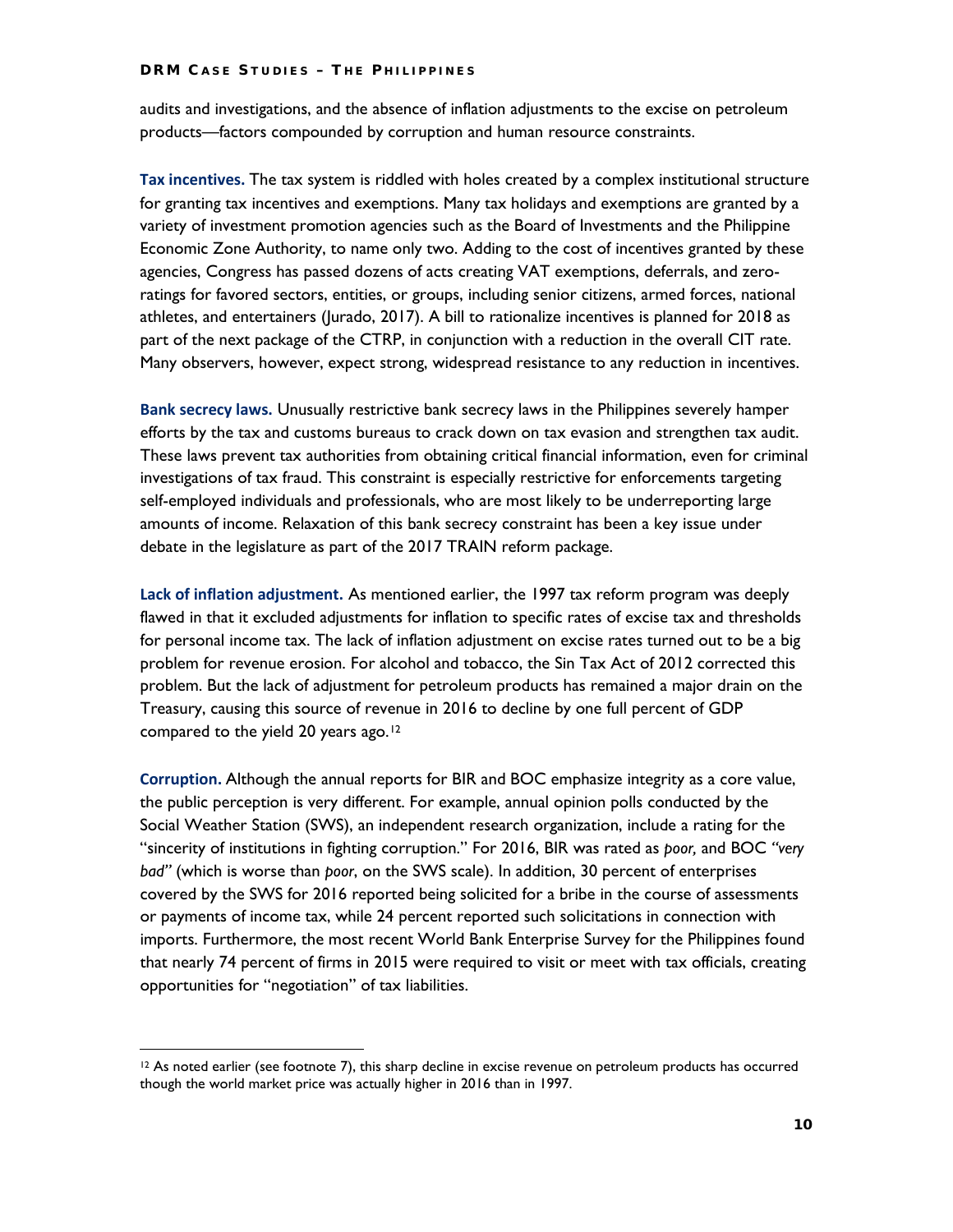audits and investigations, and the absence of inflation adjustments to the excise on petroleum products—factors compounded by corruption and human resource constraints.

**Tax incentives.** The tax system is riddled with holes created by a complex institutional structure for granting tax incentives and exemptions. Many tax holidays and exemptions are granted by a variety of investment promotion agencies such as the Board of Investments and the Philippine Economic Zone Authority, to name only two. Adding to the cost of incentives granted by these agencies, Congress has passed dozens of acts creating VAT exemptions, deferrals, and zero-ratings for favored sectors, entities, or groups, including senior citizens, armed forces, national athletes, and entertainers (Jurado, 2017). A bill to rationalize incentives is planned for 2018 as part of the next package of the CTRP, in conjunction with a reduction in the overall CIT rate. Many observers, however, expect strong, widespread resistance to any reduction in incentives.

**Bank secrecy laws.** Unusually restrictive bank secrecy laws in the Philippines severely hamper efforts by the tax and customs bureaus to crack down on tax evasion and strengthen tax audit. These laws prevent tax authorities from obtaining critical financial information, even for criminal investigations of tax fraud. This constraint is especially restrictive for enforcements targeting self-employed individuals and professionals, who are most likely to be underreporting large amounts of income. Relaxation of this bank secrecy constraint has been a key issue under debate in the legislature as part of the 2017 TRAIN reform package.

**Lack of inflation adjustment.** As mentioned earlier, the 1997 tax reform program was deeply flawed in that it excluded adjustments for inflation to specific rates of excise tax and thresholds for personal income tax. The lack of inflation adjustment on excise rates turned out to be a big problem for revenue erosion. For alcohol and tobacco, the Sin Tax Act of 2012 corrected this problem. But the lack of adjustment for petroleum products has remained a major drain on the Treasury, causing this source of revenue in 2016 to decline by one full percent of GDP compared to the yield 20 years ago.[12]

**Corruption.** Although the annual reports for BIR and BOC emphasize integrity as a core value, the public perception is very different. For example, annual opinion polls conducted by the Social Weather Station (SWS), an independent research organization, include a rating for the "sincerity of institutions in fighting corruption." For 2016, BIR was rated as *poor,* and BOC *"very bad"* (which is worse than *poor*, on the SWS scale). In addition, 30 percent of enterprises covered by the SWS for 2016 reported being solicited for a bribe in the course of assessments or payments of income tax, while 24 percent reported such solicitations in connection with imports. Furthermore, the most recent World Bank Enterprise Survey for the Philippines found that nearly 74 percent of firms in 2015 were required to visit or meet with tax officials, creating opportunities for "negotiation" of tax liabilities.

---

[12] As noted earlier (see footnote 7), this sharp decline in excise revenue on petroleum products has occurred though the world market price was actually higher in 2016 than in 1997.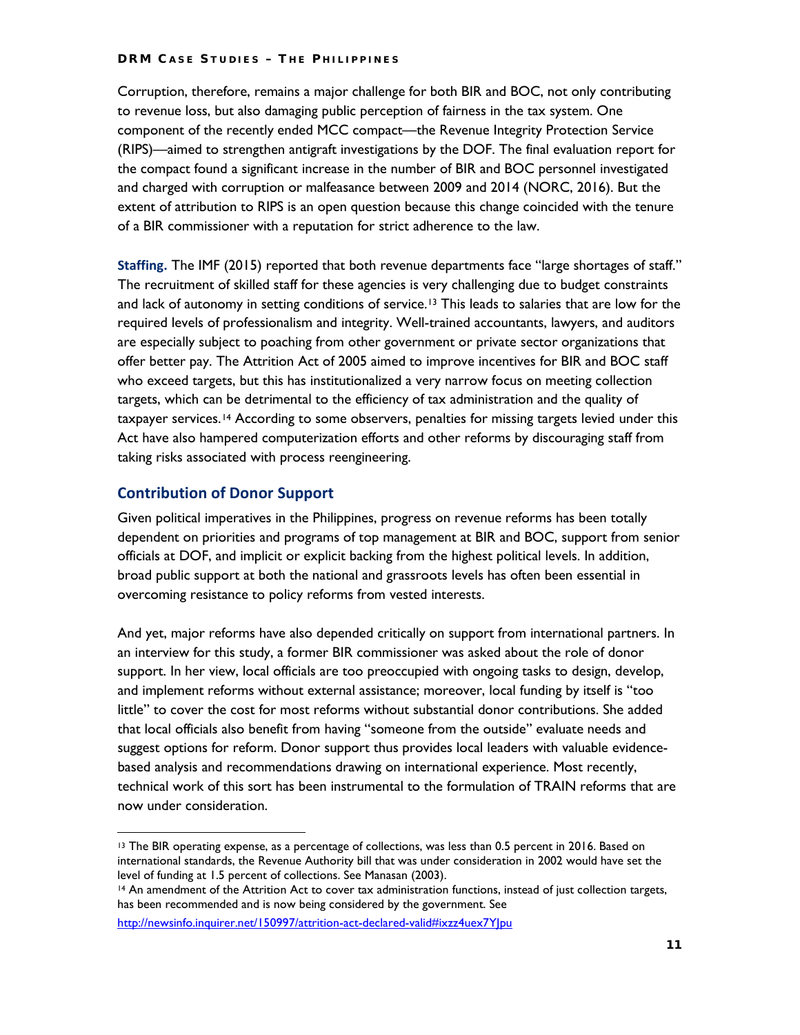Corruption, therefore, remains a major challenge for both BIR and BOC, not only contributing to revenue loss, but also damaging public perception of fairness in the tax system. One component of the recently ended MCC compact—the Revenue Integrity Protection Service (RIPS)—aimed to strengthen antigraft investigations by the DOF. The final evaluation report for the compact found a significant increase in the number of BIR and BOC personnel investigated and charged with corruption or malfeasance between 2009 and 2014 (NORC, 2016). But the extent of attribution to RIPS is an open question because this change coincided with the tenure of a BIR commissioner with a reputation for strict adherence to the law.

**Staffing.** The IMF (2015) reported that both revenue departments face "large shortages of staff." The recruitment of skilled staff for these agencies is very challenging due to budget constraints and lack of autonomy in setting conditions of service.[13] This leads to salaries that are low for the required levels of professionalism and integrity. Well-trained accountants, lawyers, and auditors are especially subject to poaching from other government or private sector organizations that offer better pay. The Attrition Act of 2005 aimed to improve incentives for BIR and BOC staff who exceed targets, but this has institutionalized a very narrow focus on meeting collection targets, which can be detrimental to the efficiency of tax administration and the quality of taxpayer services.[14] According to some observers, penalties for missing targets levied under this Act have also hampered computerization efforts and other reforms by discouraging staff from taking risks associated with process reengineering.

## Contribution of Donor Support

Given political imperatives in the Philippines, progress on revenue reforms has been totally dependent on priorities and programs of top management at BIR and BOC, support from senior officials at DOF, and implicit or explicit backing from the highest political levels. In addition, broad public support at both the national and grassroots levels has often been essential in overcoming resistance to policy reforms from vested interests.

And yet, major reforms have also depended critically on support from international partners. In an interview for this study, a former BIR commissioner was asked about the role of donor support. In her view, local officials are too preoccupied with ongoing tasks to design, develop, and implement reforms without external assistance; moreover, local funding by itself is "too little" to cover the cost for most reforms without substantial donor contributions. She added that local officials also benefit from having "someone from the outside" evaluate needs and suggest options for reform. Donor support thus provides local leaders with valuable evidence-based analysis and recommendations drawing on international experience. Most recently, technical work of this sort has been instrumental to the formulation of TRAIN reforms that are now under consideration.

---

[13] The BIR operating expense, as a percentage of collections, was less than 0.5 percent in 2016. Based on international standards, the Revenue Authority bill that was under consideration in 2002 would have set the level of funding at 1.5 percent of collections. See Manasan (2003).

[14] An amendment of the Attrition Act to cover tax administration functions, instead of just collection targets, has been recommended and is now being considered by the government. See http://newsinfo.inquirer.net/150997/attrition-act-declared-valid#ixzz4uex7YJpu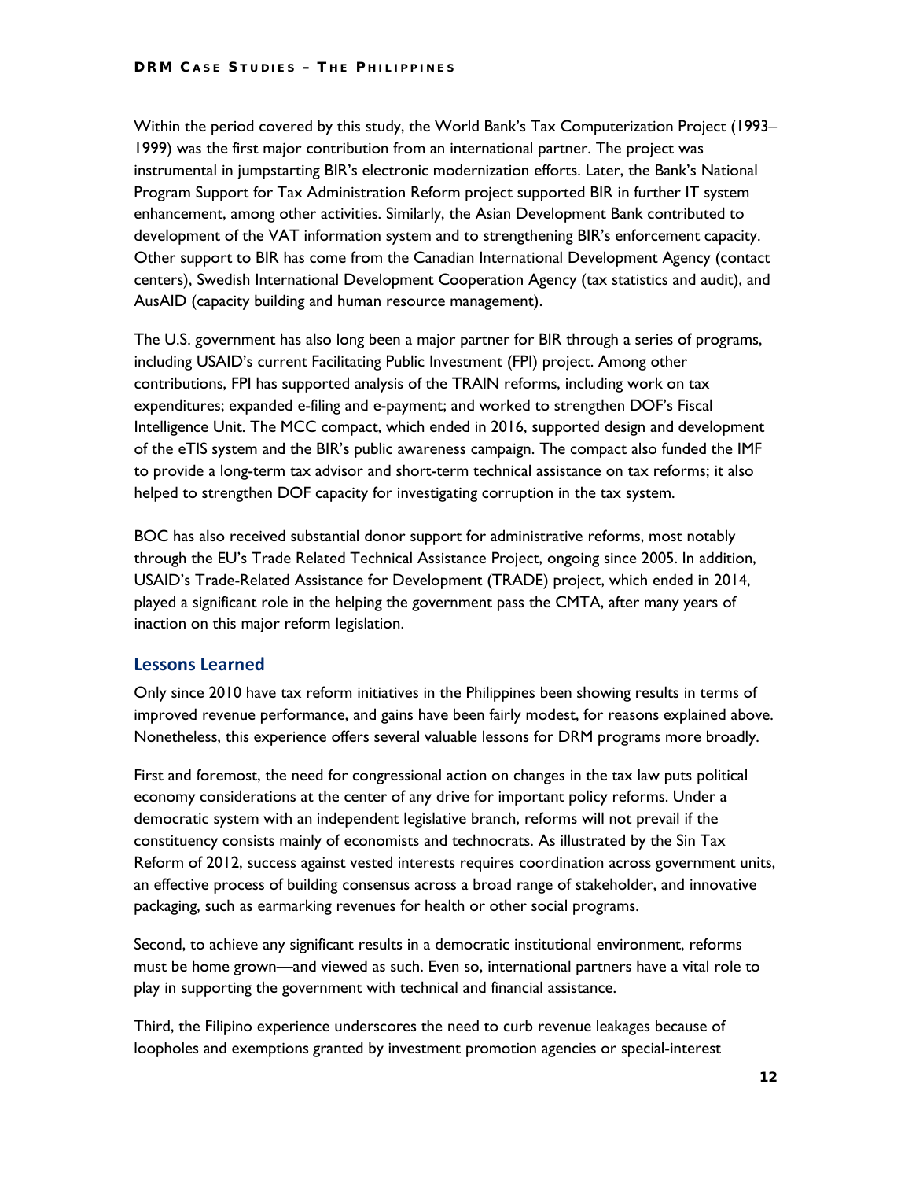Within the period covered by this study, the World Bank's Tax Computerization Project (1993–1999) was the first major contribution from an international partner. The project was instrumental in jumpstarting BIR's electronic modernization efforts. Later, the Bank's National Program Support for Tax Administration Reform project supported BIR in further IT system enhancement, among other activities. Similarly, the Asian Development Bank contributed to development of the VAT information system and to strengthening BIR's enforcement capacity. Other support to BIR has come from the Canadian International Development Agency (contact centers), Swedish International Development Cooperation Agency (tax statistics and audit), and AusAID (capacity building and human resource management).

The U.S. government has also long been a major partner for BIR through a series of programs, including USAID's current Facilitating Public Investment (FPI) project. Among other contributions, FPI has supported analysis of the TRAIN reforms, including work on tax expenditures; expanded e-filing and e-payment; and worked to strengthen DOF's Fiscal Intelligence Unit. The MCC compact, which ended in 2016, supported design and development of the eTIS system and the BIR's public awareness campaign. The compact also funded the IMF to provide a long-term tax advisor and short-term technical assistance on tax reforms; it also helped to strengthen DOF capacity for investigating corruption in the tax system.

BOC has also received substantial donor support for administrative reforms, most notably through the EU's Trade Related Technical Assistance Project, ongoing since 2005. In addition, USAID's Trade-Related Assistance for Development (TRADE) project, which ended in 2014, played a significant role in the helping the government pass the CMTA, after many years of inaction on this major reform legislation.

## Lessons Learned

Only since 2010 have tax reform initiatives in the Philippines been showing results in terms of improved revenue performance, and gains have been fairly modest, for reasons explained above. Nonetheless, this experience offers several valuable lessons for DRM programs more broadly.

First and foremost, the need for congressional action on changes in the tax law puts political economy considerations at the center of any drive for important policy reforms. Under a democratic system with an independent legislative branch, reforms will not prevail if the constituency consists mainly of economists and technocrats. As illustrated by the Sin Tax Reform of 2012, success against vested interests requires coordination across government units, an effective process of building consensus across a broad range of stakeholder, and innovative packaging, such as earmarking revenues for health or other social programs.

Second, to achieve any significant results in a democratic institutional environment, reforms must be home grown—and viewed as such. Even so, international partners have a vital role to play in supporting the government with technical and financial assistance.

Third, the Filipino experience underscores the need to curb revenue leakages because of loopholes and exemptions granted by investment promotion agencies or special-interest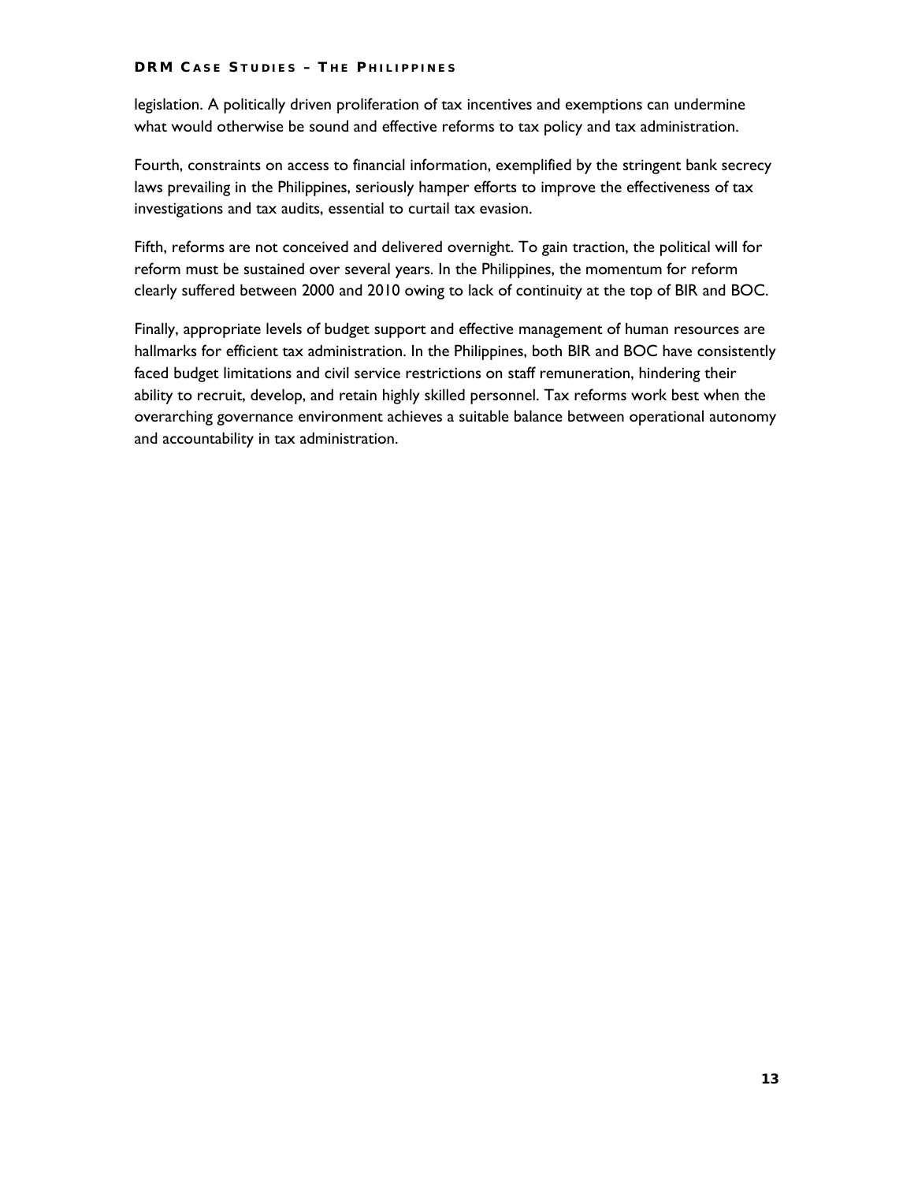legislation. A politically driven proliferation of tax incentives and exemptions can undermine what would otherwise be sound and effective reforms to tax policy and tax administration.

Fourth, constraints on access to financial information, exemplified by the stringent bank secrecy laws prevailing in the Philippines, seriously hamper efforts to improve the effectiveness of tax investigations and tax audits, essential to curtail tax evasion.

Fifth, reforms are not conceived and delivered overnight. To gain traction, the political will for reform must be sustained over several years. In the Philippines, the momentum for reform clearly suffered between 2000 and 2010 owing to lack of continuity at the top of BIR and BOC.

Finally, appropriate levels of budget support and effective management of human resources are hallmarks for efficient tax administration. In the Philippines, both BIR and BOC have consistently faced budget limitations and civil service restrictions on staff remuneration, hindering their ability to recruit, develop, and retain highly skilled personnel. Tax reforms work best when the overarching governance environment achieves a suitable balance between operational autonomy and accountability in tax administration.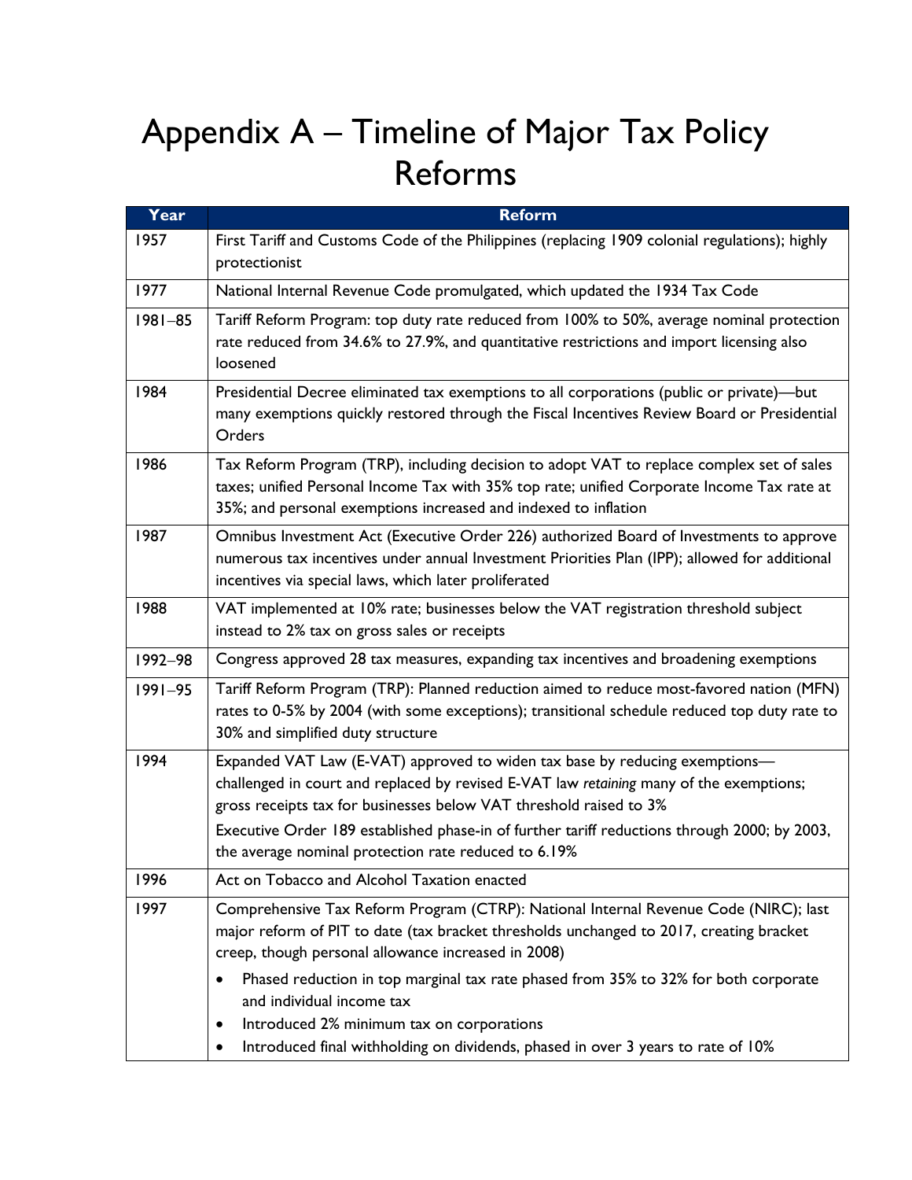# Appendix A – Timeline of Major Tax Policy Reforms

| Year | Reform |
|---|---|
| 1957 | First Tariff and Customs Code of the Philippines (replacing 1909 colonial regulations); highly protectionist |
| 1977 | National Internal Revenue Code promulgated, which updated the 1934 Tax Code |
| 1981–85 | Tariff Reform Program: top duty rate reduced from 100% to 50%, average nominal protection rate reduced from 34.6% to 27.9%, and quantitative restrictions and import licensing also loosened |
| 1984 | Presidential Decree eliminated tax exemptions to all corporations (public or private)—but many exemptions quickly restored through the Fiscal Incentives Review Board or Presidential Orders |
| 1986 | Tax Reform Program (TRP), including decision to adopt VAT to replace complex set of sales taxes; unified Personal Income Tax with 35% top rate; unified Corporate Income Tax rate at 35%; and personal exemptions increased and indexed to inflation |
| 1987 | Omnibus Investment Act (Executive Order 226) authorized Board of Investments to approve numerous tax incentives under annual Investment Priorities Plan (IPP); allowed for additional incentives via special laws, which later proliferated |
| 1988 | VAT implemented at 10% rate; businesses below the VAT registration threshold subject instead to 2% tax on gross sales or receipts |
| 1992–98 | Congress approved 28 tax measures, expanding tax incentives and broadening exemptions |
| 1991–95 | Tariff Reform Program (TRP): Planned reduction aimed to reduce most-favored nation (MFN) rates to 0-5% by 2004 (with some exceptions); transitional schedule reduced top duty rate to 30% and simplified duty structure |
| 1994 | Expanded VAT Law (E-VAT) approved to widen tax base by reducing exemptions—challenged in court and replaced by revised E-VAT law *retaining* many of the exemptions; gross receipts tax for businesses below VAT threshold raised to 3%<br>Executive Order 189 established phase-in of further tariff reductions through 2000; by 2003, the average nominal protection rate reduced to 6.19% |
| 1996 | Act on Tobacco and Alcohol Taxation enacted |
| 1997 | Comprehensive Tax Reform Program (CTRP): National Internal Revenue Code (NIRC); last major reform of PIT to date (tax bracket thresholds unchanged to 2017, creating bracket creep, though personal allowance increased in 2008)<br>• Phased reduction in top marginal tax rate phased from 35% to 32% for both corporate and individual income tax<br>• Introduced 2% minimum tax on corporations<br>• Introduced final withholding on dividends, phased in over 3 years to rate of 10% |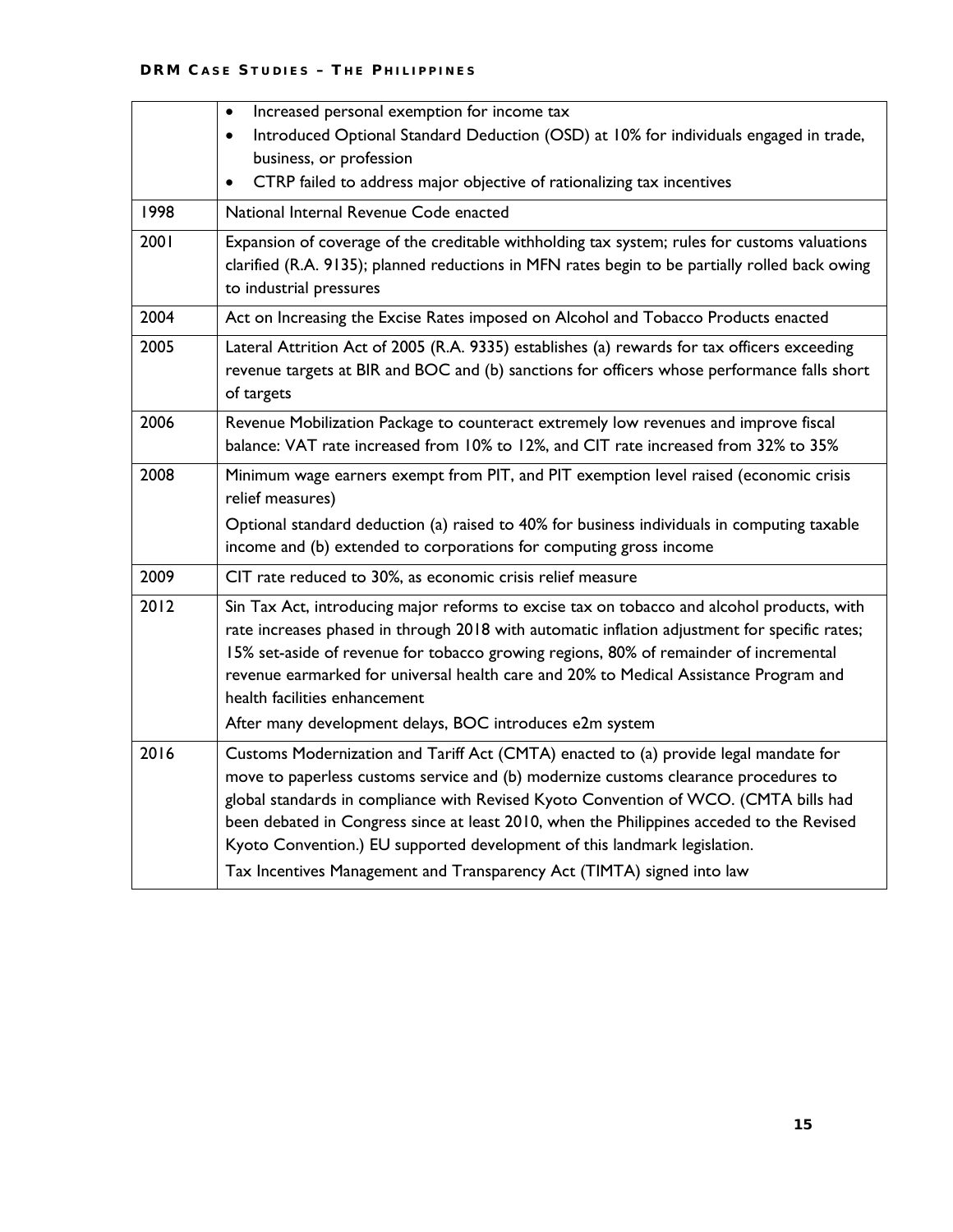| | |
|---|---|
| | • Increased personal exemption for income tax<br>• Introduced Optional Standard Deduction (OSD) at 10% for individuals engaged in trade, business, or profession<br>• CTRP failed to address major objective of rationalizing tax incentives |
| 1998 | National Internal Revenue Code enacted |
| 2001 | Expansion of coverage of the creditable withholding tax system; rules for customs valuations clarified (R.A. 9135); planned reductions in MFN rates begin to be partially rolled back owing to industrial pressures |
| 2004 | Act on Increasing the Excise Rates imposed on Alcohol and Tobacco Products enacted |
| 2005 | Lateral Attrition Act of 2005 (R.A. 9335) establishes (a) rewards for tax officers exceeding revenue targets at BIR and BOC and (b) sanctions for officers whose performance falls short of targets |
| 2006 | Revenue Mobilization Package to counteract extremely low revenues and improve fiscal balance: VAT rate increased from 10% to 12%, and CIT rate increased from 32% to 35% |
| 2008 | Minimum wage earners exempt from PIT, and PIT exemption level raised (economic crisis relief measures)<br>Optional standard deduction (a) raised to 40% for business individuals in computing taxable income and (b) extended to corporations for computing gross income |
| 2009 | CIT rate reduced to 30%, as economic crisis relief measure |
| 2012 | Sin Tax Act, introducing major reforms to excise tax on tobacco and alcohol products, with rate increases phased in through 2018 with automatic inflation adjustment for specific rates; 15% set-aside of revenue for tobacco growing regions, 80% of remainder of incremental revenue earmarked for universal health care and 20% to Medical Assistance Program and health facilities enhancement<br>After many development delays, BOC introduces e2m system |
| 2016 | Customs Modernization and Tariff Act (CMTA) enacted to (a) provide legal mandate for move to paperless customs service and (b) modernize customs clearance procedures to global standards in compliance with Revised Kyoto Convention of WCO. (CMTA bills had been debated in Congress since at least 2010, when the Philippines acceded to the Revised Kyoto Convention.) EU supported development of this landmark legislation.<br>Tax Incentives Management and Transparency Act (TIMTA) signed into law |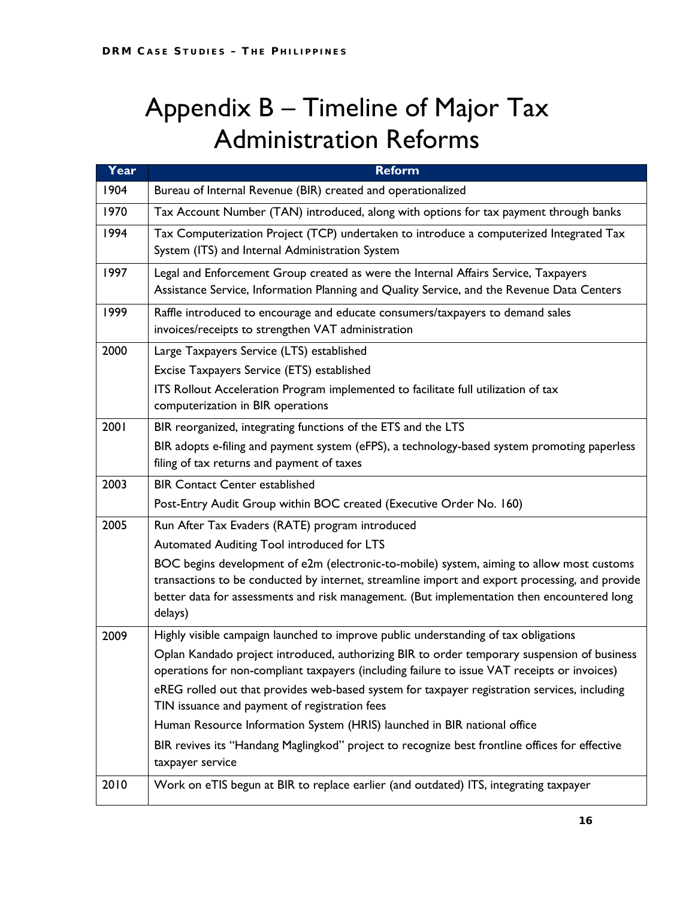# Appendix B – Timeline of Major Tax Administration Reforms

| Year | Reform |
|---|---|
| 1904 | Bureau of Internal Revenue (BIR) created and operationalized |
| 1970 | Tax Account Number (TAN) introduced, along with options for tax payment through banks |
| 1994 | Tax Computerization Project (TCP) undertaken to introduce a computerized Integrated Tax System (ITS) and Internal Administration System |
| 1997 | Legal and Enforcement Group created as were the Internal Affairs Service, Taxpayers Assistance Service, Information Planning and Quality Service, and the Revenue Data Centers |
| 1999 | Raffle introduced to encourage and educate consumers/taxpayers to demand sales invoices/receipts to strengthen VAT administration |
| 2000 | Large Taxpayers Service (LTS) established<br>Excise Taxpayers Service (ETS) established<br>ITS Rollout Acceleration Program implemented to facilitate full utilization of tax computerization in BIR operations |
| 2001 | BIR reorganized, integrating functions of the ETS and the LTS<br>BIR adopts e-filing and payment system (eFPS), a technology-based system promoting paperless filing of tax returns and payment of taxes |
| 2003 | BIR Contact Center established<br>Post-Entry Audit Group within BOC created (Executive Order No. 160) |
| 2005 | Run After Tax Evaders (RATE) program introduced<br>Automated Auditing Tool introduced for LTS<br>BOC begins development of e2m (electronic-to-mobile) system, aiming to allow most customs transactions to be conducted by internet, streamline import and export processing, and provide better data for assessments and risk management. (But implementation then encountered long delays) |
| 2009 | Highly visible campaign launched to improve public understanding of tax obligations<br>Oplan Kandado project introduced, authorizing BIR to order temporary suspension of business operations for non-compliant taxpayers (including failure to issue VAT receipts or invoices)<br>eREG rolled out that provides web-based system for taxpayer registration services, including TIN issuance and payment of registration fees<br>Human Resource Information System (HRIS) launched in BIR national office<br>BIR revives its "Handang Maglingkod" project to recognize best frontline offices for effective taxpayer service |
| 2010 | Work on eTIS begun at BIR to replace earlier (and outdated) ITS, integrating taxpayer |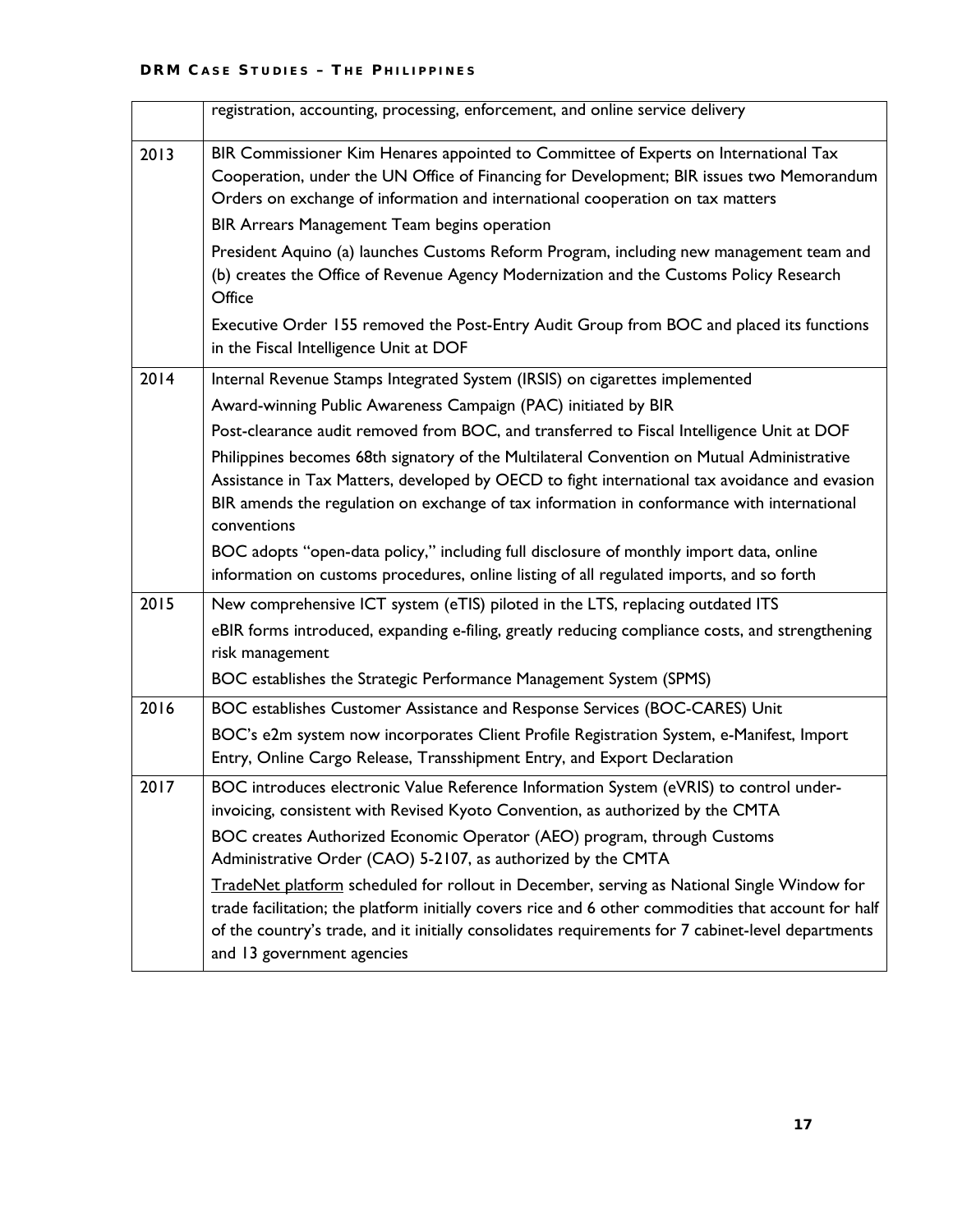| | |
|---|---|
| | registration, accounting, processing, enforcement, and online service delivery |
| 2013 | BIR Commissioner Kim Henares appointed to Committee of Experts on International Tax Cooperation, under the UN Office of Financing for Development; BIR issues two Memorandum Orders on exchange of information and international cooperation on tax matters<br>BIR Arrears Management Team begins operation<br>President Aquino (a) launches Customs Reform Program, including new management team and (b) creates the Office of Revenue Agency Modernization and the Customs Policy Research Office<br>Executive Order 155 removed the Post-Entry Audit Group from BOC and placed its functions in the Fiscal Intelligence Unit at DOF |
| 2014 | Internal Revenue Stamps Integrated System (IRSIS) on cigarettes implemented<br>Award-winning Public Awareness Campaign (PAC) initiated by BIR<br>Post-clearance audit removed from BOC, and transferred to Fiscal Intelligence Unit at DOF<br>Philippines becomes 68th signatory of the Multilateral Convention on Mutual Administrative Assistance in Tax Matters, developed by OECD to fight international tax avoidance and evasion BIR amends the regulation on exchange of tax information in conformance with international conventions<br>BOC adopts "open-data policy," including full disclosure of monthly import data, online information on customs procedures, online listing of all regulated imports, and so forth |
| 2015 | New comprehensive ICT system (eTIS) piloted in the LTS, replacing outdated ITS<br>eBIR forms introduced, expanding e-filing, greatly reducing compliance costs, and strengthening risk management<br>BOC establishes the Strategic Performance Management System (SPMS) |
| 2016 | BOC establishes Customer Assistance and Response Services (BOC-CARES) Unit<br>BOC's e2m system now incorporates Client Profile Registration System, e-Manifest, Import Entry, Online Cargo Release, Transshipment Entry, and Export Declaration |
| 2017 | BOC introduces electronic Value Reference Information System (eVRIS) to control under-invoicing, consistent with Revised Kyoto Convention, as authorized by the CMTA<br>BOC creates Authorized Economic Operator (AEO) program, through Customs Administrative Order (CAO) 5-2107, as authorized by the CMTA<br>TradeNet platform scheduled for rollout in December, serving as National Single Window for trade facilitation; the platform initially covers rice and 6 other commodities that account for half of the country's trade, and it initially consolidates requirements for 7 cabinet-level departments and 13 government agencies |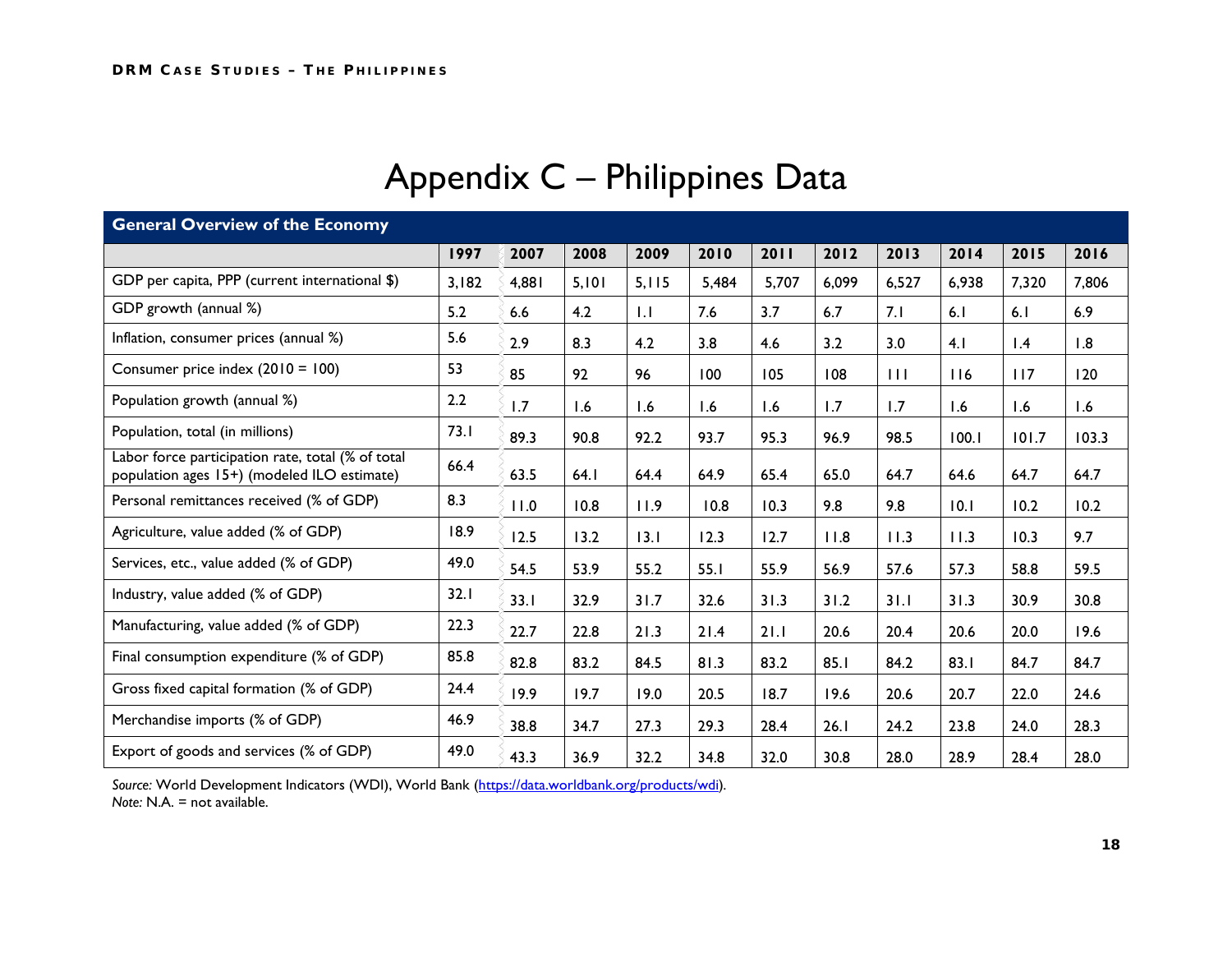# Appendix C – Philippines Data

| General Overview of the Economy | | | | | | | | | | | |
|---|---|---|---|---|---|---|---|---|---|---|---|
| | 1997 | 2007 | 2008 | 2009 | 2010 | 2011 | 2012 | 2013 | 2014 | 2015 | 2016 |
| GDP per capita, PPP (current international $) | 3,182 | 4,881 | 5,101 | 5,115 | 5,484 | 5,707 | 6,099 | 6,527 | 6,938 | 7,320 | 7,806 |
| GDP growth (annual %) | 5.2 | 6.6 | 4.2 | 1.1 | 7.6 | 3.7 | 6.7 | 7.1 | 6.1 | 6.1 | 6.9 |
| Inflation, consumer prices (annual %) | 5.6 | 2.9 | 8.3 | 4.2 | 3.8 | 4.6 | 3.2 | 3.0 | 4.1 | 1.4 | 1.8 |
| Consumer price index (2010 = 100) | 53 | 85 | 92 | 96 | 100 | 105 | 108 | 111 | 116 | 117 | 120 |
| Population growth (annual %) | 2.2 | 1.7 | 1.6 | 1.6 | 1.6 | 1.6 | 1.7 | 1.7 | 1.6 | 1.6 | 1.6 |
| Population, total (in millions) | 73.1 | 89.3 | 90.8 | 92.2 | 93.7 | 95.3 | 96.9 | 98.5 | 100.1 | 101.7 | 103.3 |
| Labor force participation rate, total (% of total population ages 15+) (modeled ILO estimate) | 66.4 | 63.5 | 64.1 | 64.4 | 64.9 | 65.4 | 65.0 | 64.7 | 64.6 | 64.7 | 64.7 |
| Personal remittances received (% of GDP) | 8.3 | 11.0 | 10.8 | 11.9 | 10.8 | 10.3 | 9.8 | 9.8 | 10.1 | 10.2 | 10.2 |
| Agriculture, value added (% of GDP) | 18.9 | 12.5 | 13.2 | 13.1 | 12.3 | 12.7 | 11.8 | 11.3 | 11.3 | 10.3 | 9.7 |
| Services, etc., value added (% of GDP) | 49.0 | 54.5 | 53.9 | 55.2 | 55.1 | 55.9 | 56.9 | 57.6 | 57.3 | 58.8 | 59.5 |
| Industry, value added (% of GDP) | 32.1 | 33.1 | 32.9 | 31.7 | 32.6 | 31.3 | 31.2 | 31.1 | 31.3 | 30.9 | 30.8 |
| Manufacturing, value added (% of GDP) | 22.3 | 22.7 | 22.8 | 21.3 | 21.4 | 21.1 | 20.6 | 20.4 | 20.6 | 20.0 | 19.6 |
| Final consumption expenditure (% of GDP) | 85.8 | 82.8 | 83.2 | 84.5 | 81.3 | 83.2 | 85.1 | 84.2 | 83.1 | 84.7 | 84.7 |
| Gross fixed capital formation (% of GDP) | 24.4 | 19.9 | 19.7 | 19.0 | 20.5 | 18.7 | 19.6 | 20.6 | 20.7 | 22.0 | 24.6 |
| Merchandise imports (% of GDP) | 46.9 | 38.8 | 34.7 | 27.3 | 29.3 | 28.4 | 26.1 | 24.2 | 23.8 | 24.0 | 28.3 |
| Export of goods and services (% of GDP) | 49.0 | 43.3 | 36.9 | 32.2 | 34.8 | 32.0 | 30.8 | 28.0 | 28.9 | 28.4 | 28.0 |

*Source:* World Development Indicators (WDI), World Bank (https://data.worldbank.org/products/wdi).
*Note:* N.A. = not available.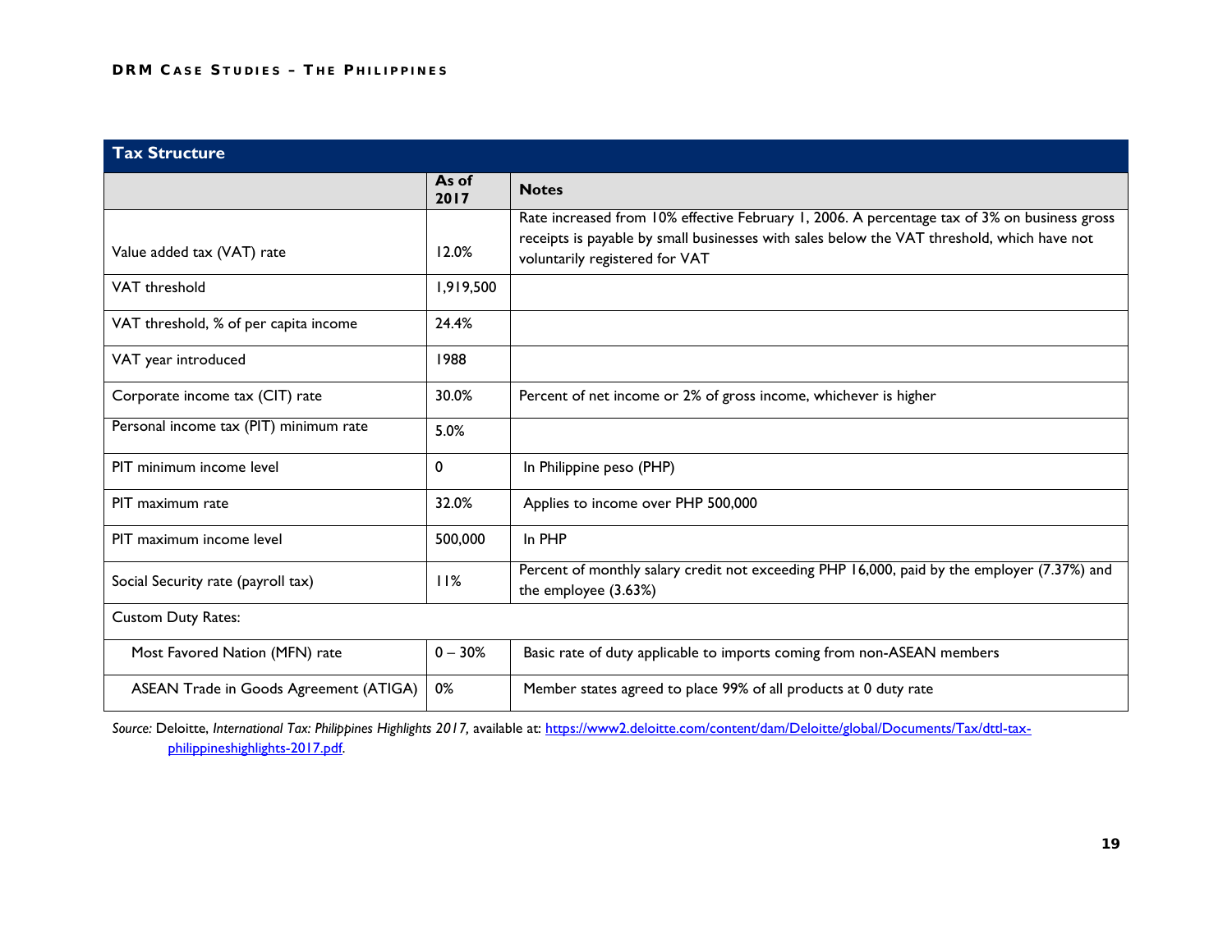| Tax Structure | | |
|---|---|---|
| | **As of 2017** | **Notes** |
| Value added tax (VAT) rate | 12.0% | Rate increased from 10% effective February 1, 2006. A percentage tax of 3% on business gross receipts is payable by small businesses with sales below the VAT threshold, which have not voluntarily registered for VAT |
| VAT threshold | 1,919,500 | |
| VAT threshold, % of per capita income | 24.4% | |
| VAT year introduced | 1988 | |
| Corporate income tax (CIT) rate | 30.0% | Percent of net income or 2% of gross income, whichever is higher |
| Personal income tax (PIT) minimum rate | 5.0% | |
| PIT minimum income level | 0 | In Philippine peso (PHP) |
| PIT maximum rate | 32.0% | Applies to income over PHP 500,000 |
| PIT maximum income level | 500,000 | In PHP |
| Social Security rate (payroll tax) | 11% | Percent of monthly salary credit not exceeding PHP 16,000, paid by the employer (7.37%) and the employee (3.63%) |
| Custom Duty Rates: | | |
| Most Favored Nation (MFN) rate | 0 – 30% | Basic rate of duty applicable to imports coming from non-ASEAN members |
| ASEAN Trade in Goods Agreement (ATIGA) | 0% | Member states agreed to place 99% of all products at 0 duty rate |

*Source:* Deloitte, *International Tax: Philippines Highlights 2017,* available at: https://www2.deloitte.com/content/dam/Deloitte/global/Documents/Tax/dttl-tax-philippineshighlights-2017.pdf.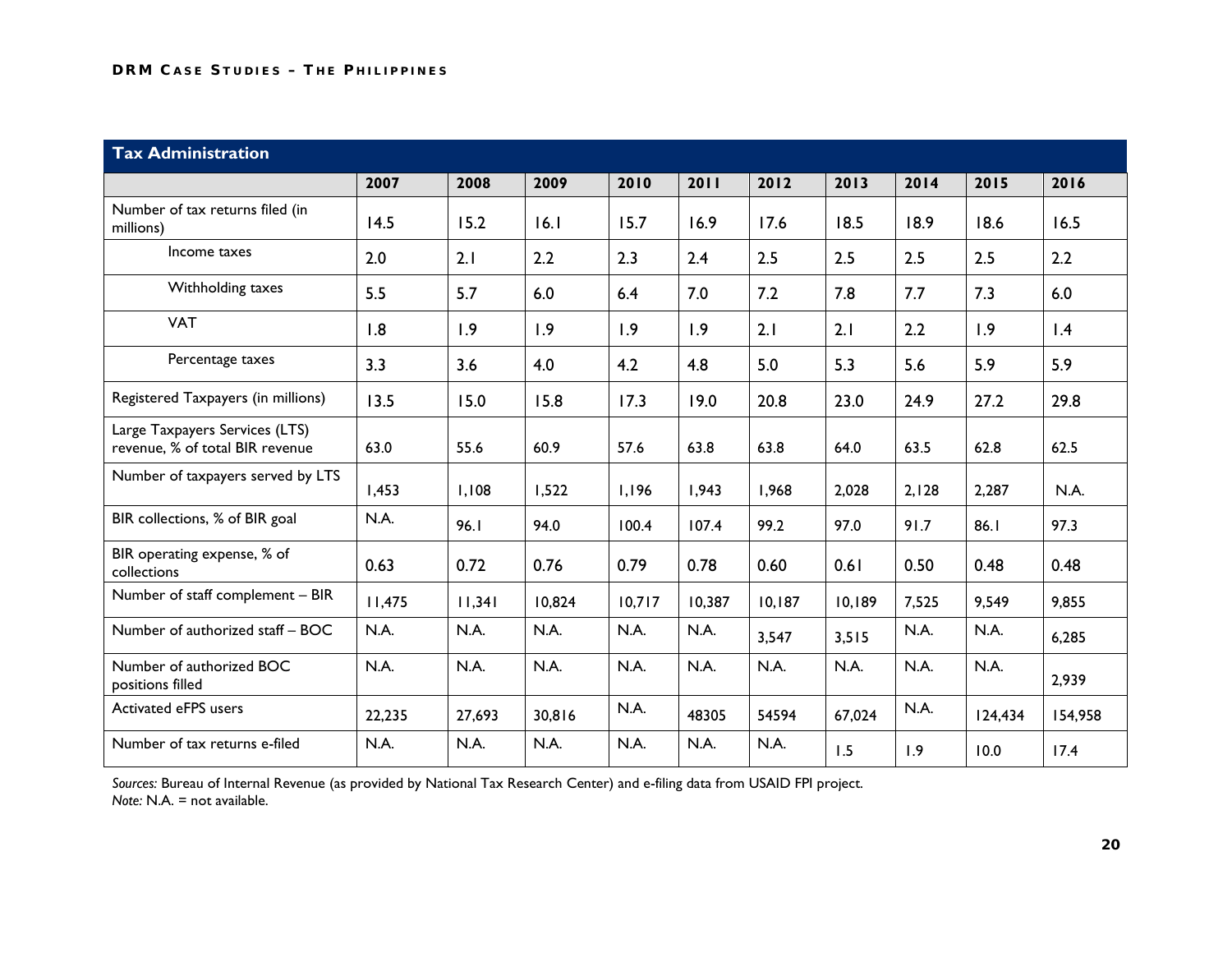| Tax Administration | | | | | | | | | | |
|---|---|---|---|---|---|---|---|---|---|---|
| | 2007 | 2008 | 2009 | 2010 | 2011 | 2012 | 2013 | 2014 | 2015 | 2016 |
| Number of tax returns filed (in millions) | 14.5 | 15.2 | 16.1 | 15.7 | 16.9 | 17.6 | 18.5 | 18.9 | 18.6 | 16.5 |
| Income taxes | 2.0 | 2.1 | 2.2 | 2.3 | 2.4 | 2.5 | 2.5 | 2.5 | 2.5 | 2.2 |
| Withholding taxes | 5.5 | 5.7 | 6.0 | 6.4 | 7.0 | 7.2 | 7.8 | 7.7 | 7.3 | 6.0 |
| VAT | 1.8 | 1.9 | 1.9 | 1.9 | 1.9 | 2.1 | 2.1 | 2.2 | 1.9 | 1.4 |
| Percentage taxes | 3.3 | 3.6 | 4.0 | 4.2 | 4.8 | 5.0 | 5.3 | 5.6 | 5.9 | 5.9 |
| Registered Taxpayers (in millions) | 13.5 | 15.0 | 15.8 | 17.3 | 19.0 | 20.8 | 23.0 | 24.9 | 27.2 | 29.8 |
| Large Taxpayers Services (LTS) revenue, % of total BIR revenue | 63.0 | 55.6 | 60.9 | 57.6 | 63.8 | 63.8 | 64.0 | 63.5 | 62.8 | 62.5 |
| Number of taxpayers served by LTS | 1,453 | 1,108 | 1,522 | 1,196 | 1,943 | 1,968 | 2,028 | 2,128 | 2,287 | N.A. |
| BIR collections, % of BIR goal | N.A. | 96.1 | 94.0 | 100.4 | 107.4 | 99.2 | 97.0 | 91.7 | 86.1 | 97.3 |
| BIR operating expense, % of collections | 0.63 | 0.72 | 0.76 | 0.79 | 0.78 | 0.60 | 0.61 | 0.50 | 0.48 | 0.48 |
| Number of staff complement – BIR | 11,475 | 11,341 | 10,824 | 10,717 | 10,387 | 10,187 | 10,189 | 7,525 | 9,549 | 9,855 |
| Number of authorized staff – BOC | N.A. | N.A. | N.A. | N.A. | N.A. | 3,547 | 3,515 | N.A. | N.A. | 6,285 |
| Number of authorized BOC positions filled | N.A. | N.A. | N.A. | N.A. | N.A. | N.A. | N.A. | N.A. | N.A. | 2,939 |
| Activated eFPS users | 22,235 | 27,693 | 30,816 | N.A. | 48305 | 54594 | 67,024 | N.A. | 124,434 | 154,958 |
| Number of tax returns e-filed | N.A. | N.A. | N.A. | N.A. | N.A. | N.A. | 1.5 | 1.9 | 10.0 | 17.4 |

*Sources:* Bureau of Internal Revenue (as provided by National Tax Research Center) and e-filing data from USAID FPI project.
*Note:* N.A. = not available.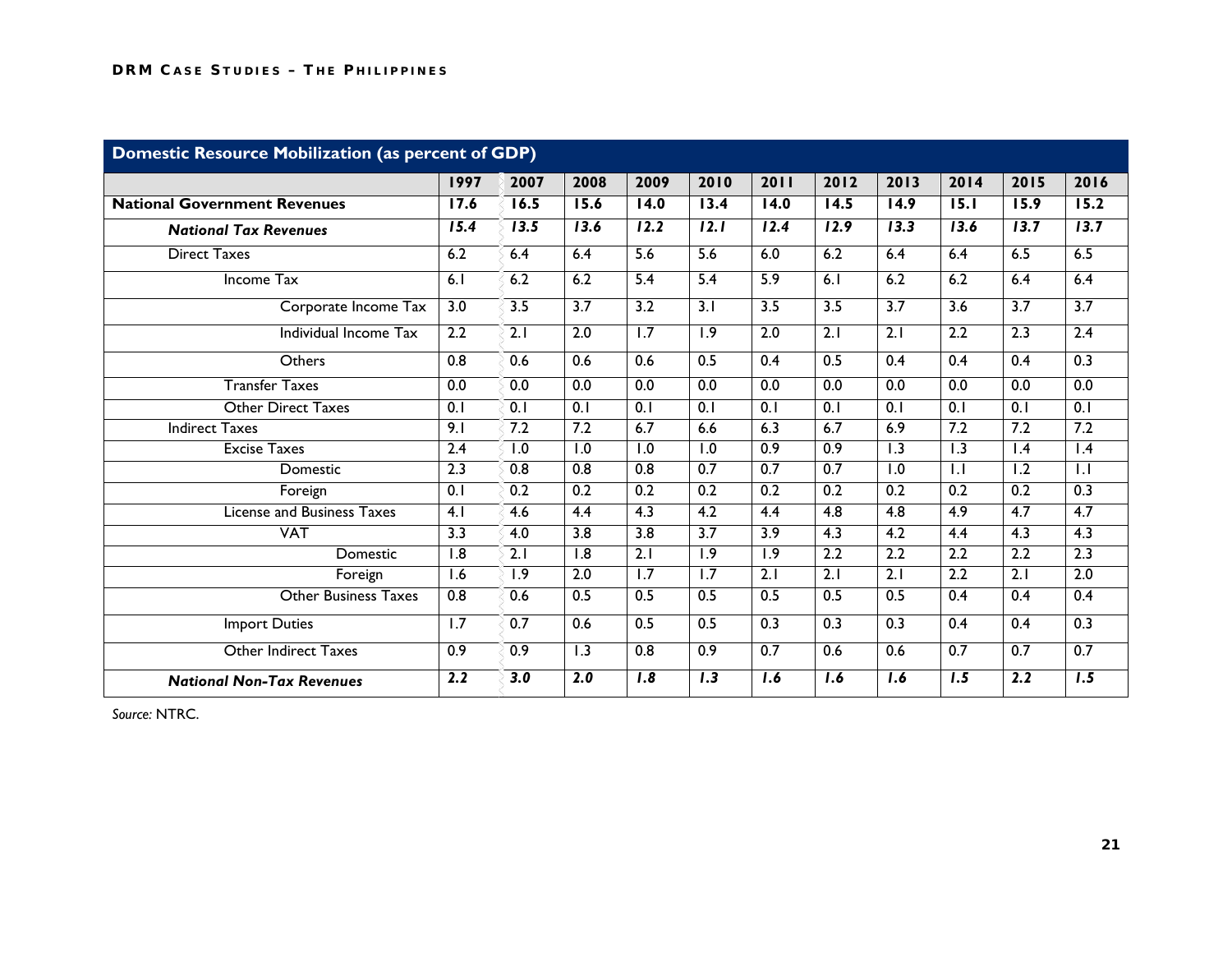| Domestic Resource Mobilization (as percent of GDP) | | | | | | | | | | | |
|---|---|---|---|---|---|---|---|---|---|---|---|
| | 1997 | 2007 | 2008 | 2009 | 2010 | 2011 | 2012 | 2013 | 2014 | 2015 | 2016 |
| **National Government Revenues** | **17.6** | **16.5** | **15.6** | **14.0** | **13.4** | **14.0** | **14.5** | **14.9** | **15.1** | **15.9** | **15.2** |
| ***National Tax Revenues*** | ***15.4*** | ***13.5*** | ***13.6*** | ***12.2*** | ***12.1*** | ***12.4*** | ***12.9*** | ***13.3*** | ***13.6*** | ***13.7*** | ***13.7*** |
| Direct Taxes | 6.2 | 6.4 | 6.4 | 5.6 | 5.6 | 6.0 | 6.2 | 6.4 | 6.4 | 6.5 | 6.5 |
| Income Tax | 6.1 | 6.2 | 6.2 | 5.4 | 5.4 | 5.9 | 6.1 | 6.2 | 6.2 | 6.4 | 6.4 |
| Corporate Income Tax | 3.0 | 3.5 | 3.7 | 3.2 | 3.1 | 3.5 | 3.5 | 3.7 | 3.6 | 3.7 | 3.7 |
| Individual Income Tax | 2.2 | 2.1 | 2.0 | 1.7 | 1.9 | 2.0 | 2.1 | 2.1 | 2.2 | 2.3 | 2.4 |
| Others | 0.8 | 0.6 | 0.6 | 0.6 | 0.5 | 0.4 | 0.5 | 0.4 | 0.4 | 0.4 | 0.3 |
| Transfer Taxes | 0.0 | 0.0 | 0.0 | 0.0 | 0.0 | 0.0 | 0.0 | 0.0 | 0.0 | 0.0 | 0.0 |
| Other Direct Taxes | 0.1 | 0.1 | 0.1 | 0.1 | 0.1 | 0.1 | 0.1 | 0.1 | 0.1 | 0.1 | 0.1 |
| Indirect Taxes | 9.1 | 7.2 | 7.2 | 6.7 | 6.6 | 6.3 | 6.7 | 6.9 | 7.2 | 7.2 | 7.2 |
| Excise Taxes | 2.4 | 1.0 | 1.0 | 1.0 | 1.0 | 0.9 | 0.9 | 1.3 | 1.3 | 1.4 | 1.4 |
| Domestic | 2.3 | 0.8 | 0.8 | 0.8 | 0.7 | 0.7 | 0.7 | 1.0 | 1.1 | 1.2 | 1.1 |
| Foreign | 0.1 | 0.2 | 0.2 | 0.2 | 0.2 | 0.2 | 0.2 | 0.2 | 0.2 | 0.2 | 0.3 |
| License and Business Taxes | 4.1 | 4.6 | 4.4 | 4.3 | 4.2 | 4.4 | 4.8 | 4.8 | 4.9 | 4.7 | 4.7 |
| VAT | 3.3 | 4.0 | 3.8 | 3.8 | 3.7 | 3.9 | 4.3 | 4.2 | 4.4 | 4.3 | 4.3 |
| Domestic | 1.8 | 2.1 | 1.8 | 2.1 | 1.9 | 1.9 | 2.2 | 2.2 | 2.2 | 2.2 | 2.3 |
| Foreign | 1.6 | 1.9 | 2.0 | 1.7 | 1.7 | 2.1 | 2.1 | 2.1 | 2.2 | 2.1 | 2.0 |
| Other Business Taxes | 0.8 | 0.6 | 0.5 | 0.5 | 0.5 | 0.5 | 0.5 | 0.5 | 0.4 | 0.4 | 0.4 |
| Import Duties | 1.7 | 0.7 | 0.6 | 0.5 | 0.5 | 0.3 | 0.3 | 0.3 | 0.4 | 0.4 | 0.3 |
| Other Indirect Taxes | 0.9 | 0.9 | 1.3 | 0.8 | 0.9 | 0.7 | 0.6 | 0.6 | 0.7 | 0.7 | 0.7 |
| ***National Non-Tax Revenues*** | ***2.2*** | ***3.0*** | ***2.0*** | ***1.8*** | ***1.3*** | ***1.6*** | ***1.6*** | ***1.6*** | ***1.5*** | ***2.2*** | ***1.5*** |

*Source:* NTRC.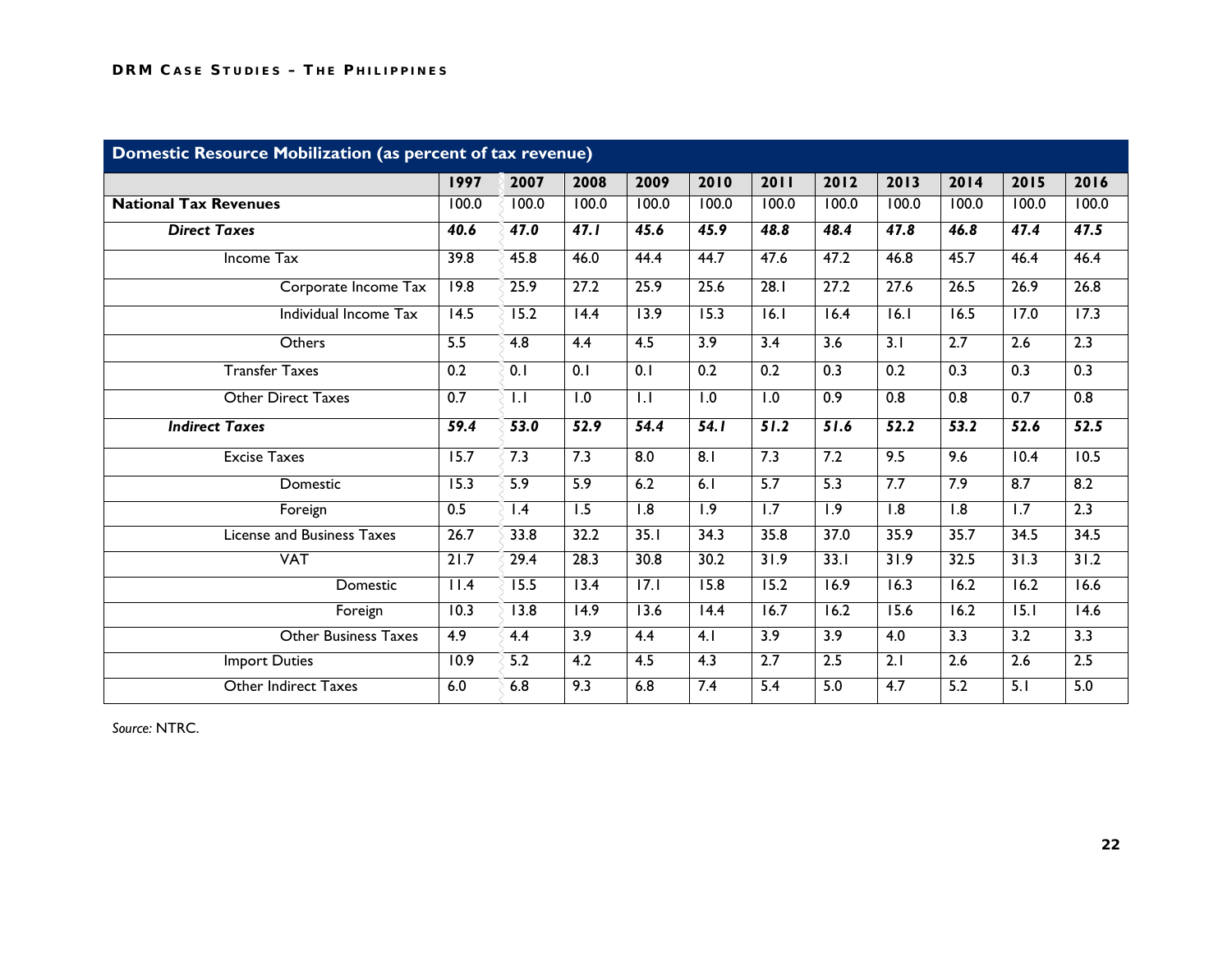**Domestic Resource Mobilization (as percent of tax revenue)**

| | 1997 | 2007 | 2008 | 2009 | 2010 | 2011 | 2012 | 2013 | 2014 | 2015 | 2016 |
|---|---|---|---|---|---|---|---|---|---|---|---|
| **National Tax Revenues** | 100.0 | 100.0 | 100.0 | 100.0 | 100.0 | 100.0 | 100.0 | 100.0 | 100.0 | 100.0 | 100.0 |
| ***Direct Taxes*** | ***40.6*** | ***47.0*** | ***47.1*** | ***45.6*** | ***45.9*** | ***48.8*** | ***48.4*** | ***47.8*** | ***46.8*** | ***47.4*** | ***47.5*** |
| Income Tax | 39.8 | 45.8 | 46.0 | 44.4 | 44.7 | 47.6 | 47.2 | 46.8 | 45.7 | 46.4 | 46.4 |
| Corporate Income Tax | 19.8 | 25.9 | 27.2 | 25.9 | 25.6 | 28.1 | 27.2 | 27.6 | 26.5 | 26.9 | 26.8 |
| Individual Income Tax | 14.5 | 15.2 | 14.4 | 13.9 | 15.3 | 16.1 | 16.4 | 16.1 | 16.5 | 17.0 | 17.3 |
| Others | 5.5 | 4.8 | 4.4 | 4.5 | 3.9 | 3.4 | 3.6 | 3.1 | 2.7 | 2.6 | 2.3 |
| Transfer Taxes | 0.2 | 0.1 | 0.1 | 0.1 | 0.2 | 0.2 | 0.3 | 0.2 | 0.3 | 0.3 | 0.3 |
| Other Direct Taxes | 0.7 | 1.1 | 1.0 | 1.1 | 1.0 | 1.0 | 0.9 | 0.8 | 0.8 | 0.7 | 0.8 |
| ***Indirect Taxes*** | ***59.4*** | ***53.0*** | ***52.9*** | ***54.4*** | ***54.1*** | ***51.2*** | ***51.6*** | ***52.2*** | ***53.2*** | ***52.6*** | ***52.5*** |
| Excise Taxes | 15.7 | 7.3 | 7.3 | 8.0 | 8.1 | 7.3 | 7.2 | 9.5 | 9.6 | 10.4 | 10.5 |
| Domestic | 15.3 | 5.9 | 5.9 | 6.2 | 6.1 | 5.7 | 5.3 | 7.7 | 7.9 | 8.7 | 8.2 |
| Foreign | 0.5 | 1.4 | 1.5 | 1.8 | 1.9 | 1.7 | 1.9 | 1.8 | 1.8 | 1.7 | 2.3 |
| License and Business Taxes | 26.7 | 33.8 | 32.2 | 35.1 | 34.3 | 35.8 | 37.0 | 35.9 | 35.7 | 34.5 | 34.5 |
| VAT | 21.7 | 29.4 | 28.3 | 30.8 | 30.2 | 31.9 | 33.1 | 31.9 | 32.5 | 31.3 | 31.2 |
| Domestic | 11.4 | 15.5 | 13.4 | 17.1 | 15.8 | 15.2 | 16.9 | 16.3 | 16.2 | 16.2 | 16.6 |
| Foreign | 10.3 | 13.8 | 14.9 | 13.6 | 14.4 | 16.7 | 16.2 | 15.6 | 16.2 | 15.1 | 14.6 |
| Other Business Taxes | 4.9 | 4.4 | 3.9 | 4.4 | 4.1 | 3.9 | 3.9 | 4.0 | 3.3 | 3.2 | 3.3 |
| Import Duties | 10.9 | 5.2 | 4.2 | 4.5 | 4.3 | 2.7 | 2.5 | 2.1 | 2.6 | 2.6 | 2.5 |
| Other Indirect Taxes | 6.0 | 6.8 | 9.3 | 6.8 | 7.4 | 5.4 | 5.0 | 4.7 | 5.2 | 5.1 | 5.0 |

*Source:* NTRC.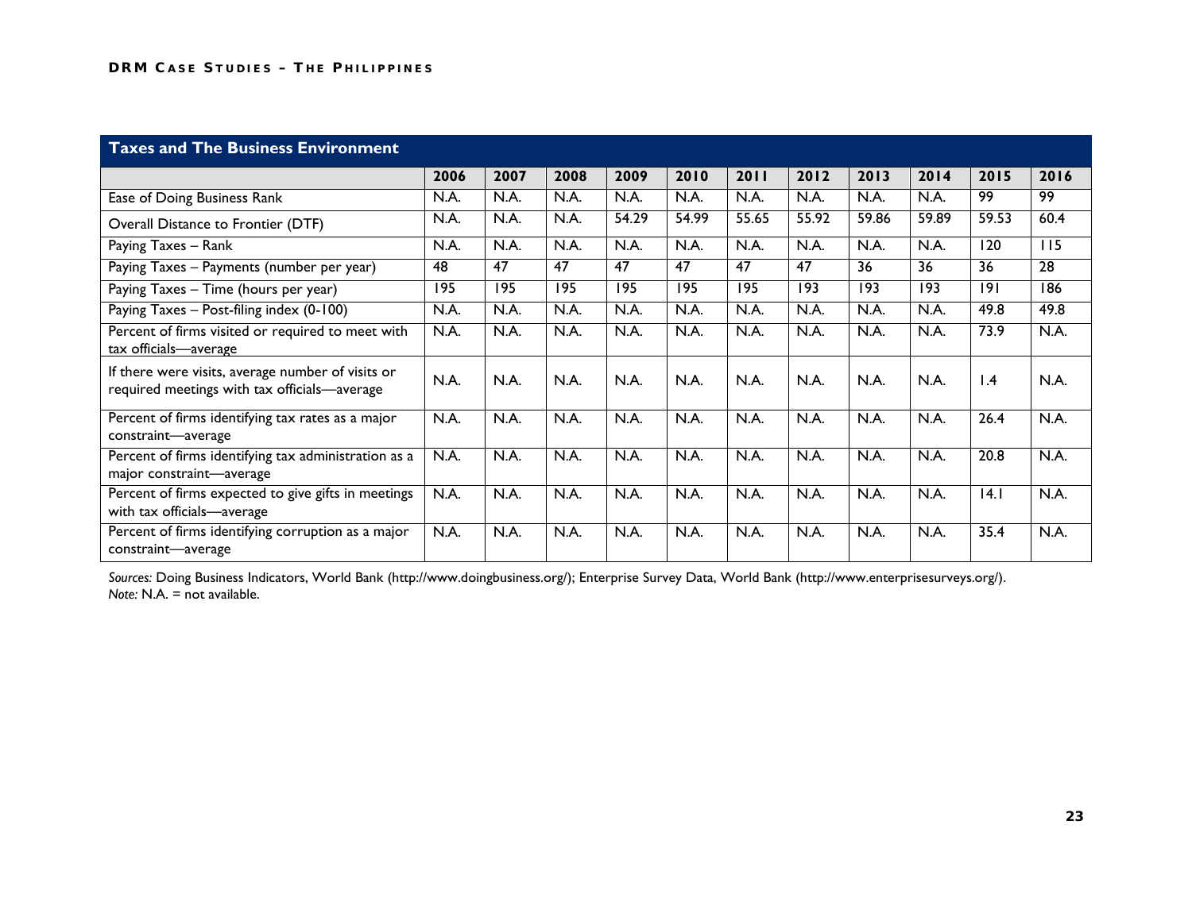| Taxes and The Business Environment | | | | | | | | | | | |
|---|---|---|---|---|---|---|---|---|---|---|---|
| | 2006 | 2007 | 2008 | 2009 | 2010 | 2011 | 2012 | 2013 | 2014 | 2015 | 2016 |
| Ease of Doing Business Rank | N.A. | N.A. | N.A. | N.A. | N.A. | N.A. | N.A. | N.A. | N.A. | 99 | 99 |
| Overall Distance to Frontier (DTF) | N.A. | N.A. | N.A. | 54.29 | 54.99 | 55.65 | 55.92 | 59.86 | 59.89 | 59.53 | 60.4 |
| Paying Taxes – Rank | N.A. | N.A. | N.A. | N.A. | N.A. | N.A. | N.A. | N.A. | N.A. | 120 | 115 |
| Paying Taxes – Payments (number per year) | 48 | 47 | 47 | 47 | 47 | 47 | 47 | 36 | 36 | 36 | 28 |
| Paying Taxes – Time (hours per year) | 195 | 195 | 195 | 195 | 195 | 195 | 193 | 193 | 193 | 191 | 186 |
| Paying Taxes – Post-filing index (0-100) | N.A. | N.A. | N.A. | N.A. | N.A. | N.A. | N.A. | N.A. | N.A. | 49.8 | 49.8 |
| Percent of firms visited or required to meet with tax officials—average | N.A. | N.A. | N.A. | N.A. | N.A. | N.A. | N.A. | N.A. | N.A. | 73.9 | N.A. |
| If there were visits, average number of visits or required meetings with tax officials—average | N.A. | N.A. | N.A. | N.A. | N.A. | N.A. | N.A. | N.A. | N.A. | 1.4 | N.A. |
| Percent of firms identifying tax rates as a major constraint—average | N.A. | N.A. | N.A. | N.A. | N.A. | N.A. | N.A. | N.A. | N.A. | 26.4 | N.A. |
| Percent of firms identifying tax administration as a major constraint—average | N.A. | N.A. | N.A. | N.A. | N.A. | N.A. | N.A. | N.A. | N.A. | 20.8 | N.A. |
| Percent of firms expected to give gifts in meetings with tax officials—average | N.A. | N.A. | N.A. | N.A. | N.A. | N.A. | N.A. | N.A. | N.A. | 14.1 | N.A. |
| Percent of firms identifying corruption as a major constraint—average | N.A. | N.A. | N.A. | N.A. | N.A. | N.A. | N.A. | N.A. | N.A. | 35.4 | N.A. |

*Sources:* Doing Business Indicators, World Bank (http://www.doingbusiness.org/); Enterprise Survey Data, World Bank (http://www.enterprisesurveys.org/).
*Note:* N.A. = not available.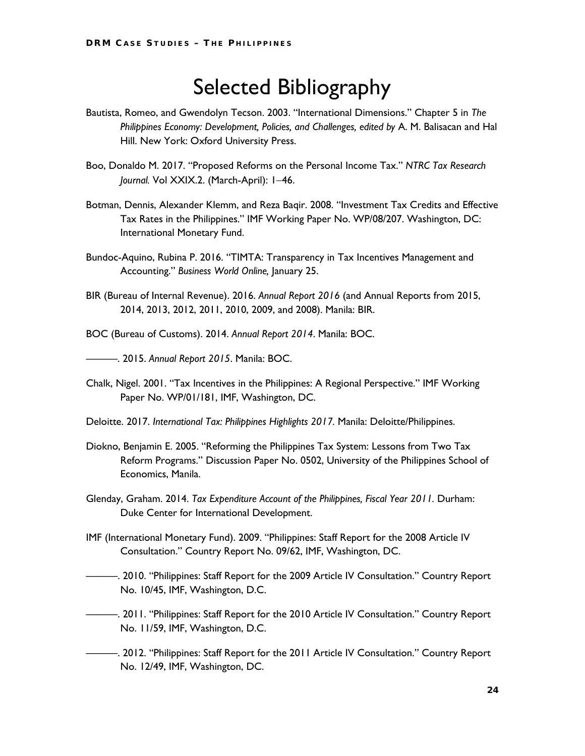# Selected Bibliography

Bautista, Romeo, and Gwendolyn Tecson. 2003. "International Dimensions." Chapter 5 in *The Philippines Economy: Development, Policies, and Challenges, edited by* A. M. Balisacan and Hal Hill. New York: Oxford University Press.

Boo, Donaldo M. 2017. "Proposed Reforms on the Personal Income Tax." *NTRC Tax Research Journal.* Vol XXIX.2. (March-April): 1–46.

Botman, Dennis, Alexander Klemm, and Reza Baqir. 2008. "Investment Tax Credits and Effective Tax Rates in the Philippines." IMF Working Paper No. WP/08/207. Washington, DC: International Monetary Fund.

Bundoc-Aquino, Rubina P. 2016. "TIMTA: Transparency in Tax Incentives Management and Accounting." *Business World Online,* January 25.

BIR (Bureau of Internal Revenue). 2016. *Annual Report 2016* (and Annual Reports from 2015, 2014, 2013, 2012, 2011, 2010, 2009, and 2008). Manila: BIR.

BOC (Bureau of Customs). 2014. *Annual Report 2014*. Manila: BOC.

———. 2015. *Annual Report 2015*. Manila: BOC.

Chalk, Nigel. 2001. "Tax Incentives in the Philippines: A Regional Perspective." IMF Working Paper No. WP/01/181, IMF, Washington, DC.

Deloitte. 2017. *International Tax: Philippines Highlights 2017.* Manila: Deloitte/Philippines.

Diokno, Benjamin E. 2005. "Reforming the Philippines Tax System: Lessons from Two Tax Reform Programs." Discussion Paper No. 0502, University of the Philippines School of Economics, Manila.

Glenday, Graham. 2014. *Tax Expenditure Account of the Philippines, Fiscal Year 2011*. Durham: Duke Center for International Development.

IMF (International Monetary Fund). 2009. "Philippines: Staff Report for the 2008 Article IV Consultation." Country Report No. 09/62, IMF, Washington, DC.

———. 2010. "Philippines: Staff Report for the 2009 Article IV Consultation." Country Report No. 10/45, IMF, Washington, D.C.

———. 2011. "Philippines: Staff Report for the 2010 Article IV Consultation." Country Report No. 11/59, IMF, Washington, D.C.

———. 2012. "Philippines: Staff Report for the 2011 Article IV Consultation." Country Report No. 12/49, IMF, Washington, DC.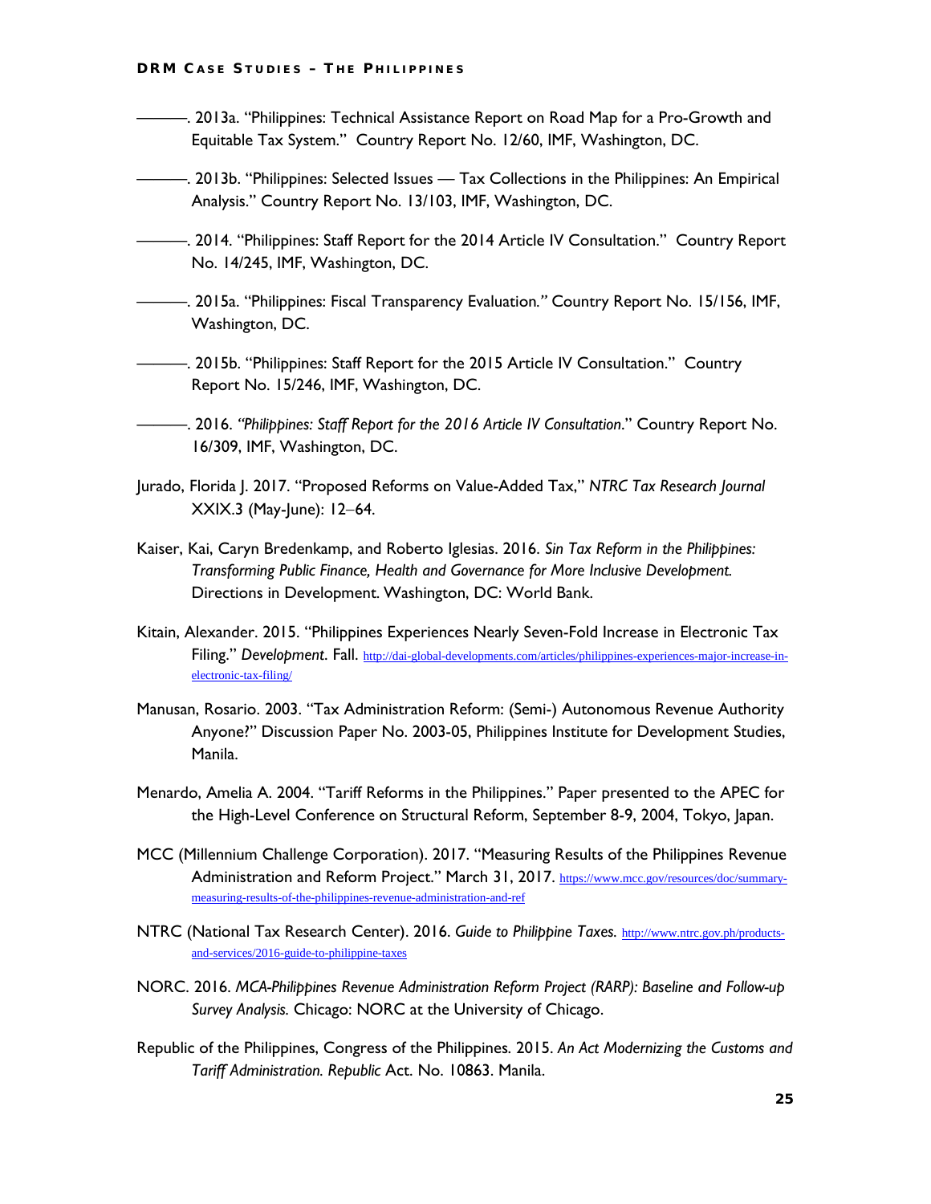———. 2013a. "Philippines: Technical Assistance Report on Road Map for a Pro-Growth and Equitable Tax System." Country Report No. 12/60, IMF, Washington, DC.

———. 2013b. "Philippines: Selected Issues — Tax Collections in the Philippines: An Empirical Analysis." Country Report No. 13/103, IMF, Washington, DC.

———. 2014. "Philippines: Staff Report for the 2014 Article IV Consultation." Country Report No. 14/245, IMF, Washington, DC.

———. 2015a. "Philippines: Fiscal Transparency Evaluation." Country Report No. 15/156, IMF, Washington, DC.

———. 2015b. "Philippines: Staff Report for the 2015 Article IV Consultation." Country Report No. 15/246, IMF, Washington, DC.

———. 2016. *"Philippines: Staff Report for the 2016 Article IV Consultation*." Country Report No. 16/309, IMF, Washington, DC.

Jurado, Florida J. 2017. "Proposed Reforms on Value-Added Tax," *NTRC Tax Research Journal* XXIX.3 (May-June): 12–64.

Kaiser, Kai, Caryn Bredenkamp, and Roberto Iglesias. 2016. *Sin Tax Reform in the Philippines: Transforming Public Finance, Health and Governance for More Inclusive Development.* Directions in Development. Washington, DC: World Bank.

Kitain, Alexander. 2015. "Philippines Experiences Nearly Seven-Fold Increase in Electronic Tax Filing." *Development*. Fall. http://dai-global-developments.com/articles/philippines-experiences-major-increase-in-electronic-tax-filing/

Manusan, Rosario. 2003. "Tax Administration Reform: (Semi-) Autonomous Revenue Authority Anyone?" Discussion Paper No. 2003-05, Philippines Institute for Development Studies, Manila.

Menardo, Amelia A. 2004. "Tariff Reforms in the Philippines." Paper presented to the APEC for the High-Level Conference on Structural Reform, September 8-9, 2004, Tokyo, Japan.

MCC (Millennium Challenge Corporation). 2017. "Measuring Results of the Philippines Revenue Administration and Reform Project." March 31, 2017. https://www.mcc.gov/resources/doc/summary-measuring-results-of-the-philippines-revenue-administration-and-ref

NTRC (National Tax Research Center). 2016. *Guide to Philippine Taxes.* http://www.ntrc.gov.ph/products-and-services/2016-guide-to-philippine-taxes

NORC. 2016. *MCA-Philippines Revenue Administration Reform Project (RARP): Baseline and Follow-up Survey Analysis.* Chicago: NORC at the University of Chicago.

Republic of the Philippines, Congress of the Philippines. 2015. *An Act Modernizing the Customs and Tariff Administration. Republic* Act. No. 10863. Manila.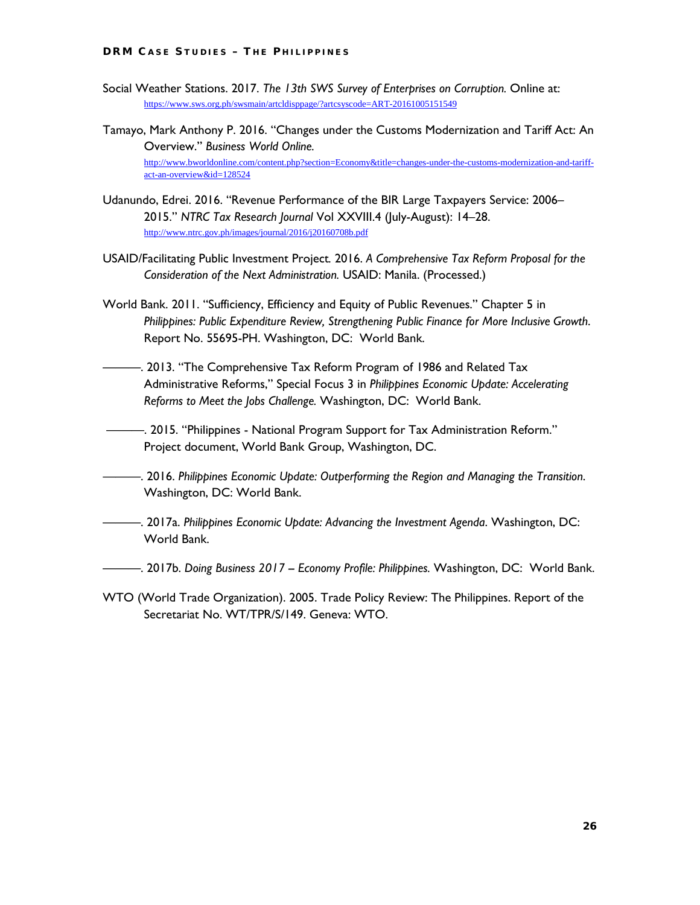Social Weather Stations. 2017. *The 13th SWS Survey of Enterprises on Corruption.* Online at: https://www.sws.org.ph/swsmain/artcldisppage/?artcsyscode=ART-20161005151549

Tamayo, Mark Anthony P. 2016. "Changes under the Customs Modernization and Tariff Act: An Overview." *Business World Online.* http://www.bworldonline.com/content.php?section=Economy&title=changes-under-the-customs-modernization-and-tariff-act-an-overview&id=128524

Udanundo, Edrei. 2016. "Revenue Performance of the BIR Large Taxpayers Service: 2006–2015." *NTRC Tax Research Journal* Vol XXVIII.4 (July-August): 14–28. http://www.ntrc.gov.ph/images/journal/2016/j20160708b.pdf

USAID/Facilitating Public Investment Project. 2016. *A Comprehensive Tax Reform Proposal for the Consideration of the Next Administration.* USAID: Manila. (Processed.)

World Bank. 2011. "Sufficiency, Efficiency and Equity of Public Revenues." Chapter 5 in *Philippines: Public Expenditure Review, Strengthening Public Finance for More Inclusive Growth*. Report No. 55695-PH. Washington, DC: World Bank.

———. 2013. "The Comprehensive Tax Reform Program of 1986 and Related Tax Administrative Reforms," Special Focus 3 in *Philippines Economic Update: Accelerating Reforms to Meet the Jobs Challenge.* Washington, DC: World Bank.

———. 2015. "Philippines - National Program Support for Tax Administration Reform." Project document, World Bank Group, Washington, DC.

———. 2016. *Philippines Economic Update: Outperforming the Region and Managing the Transition*. Washington, DC: World Bank.

———. 2017a. *Philippines Economic Update: Advancing the Investment Agenda*. Washington, DC: World Bank.

———. 2017b. *Doing Business 2017 – Economy Profile: Philippines.* Washington, DC: World Bank.

WTO (World Trade Organization). 2005. Trade Policy Review: The Philippines. Report of the Secretariat No. WT/TPR/S/149. Geneva: WTO.